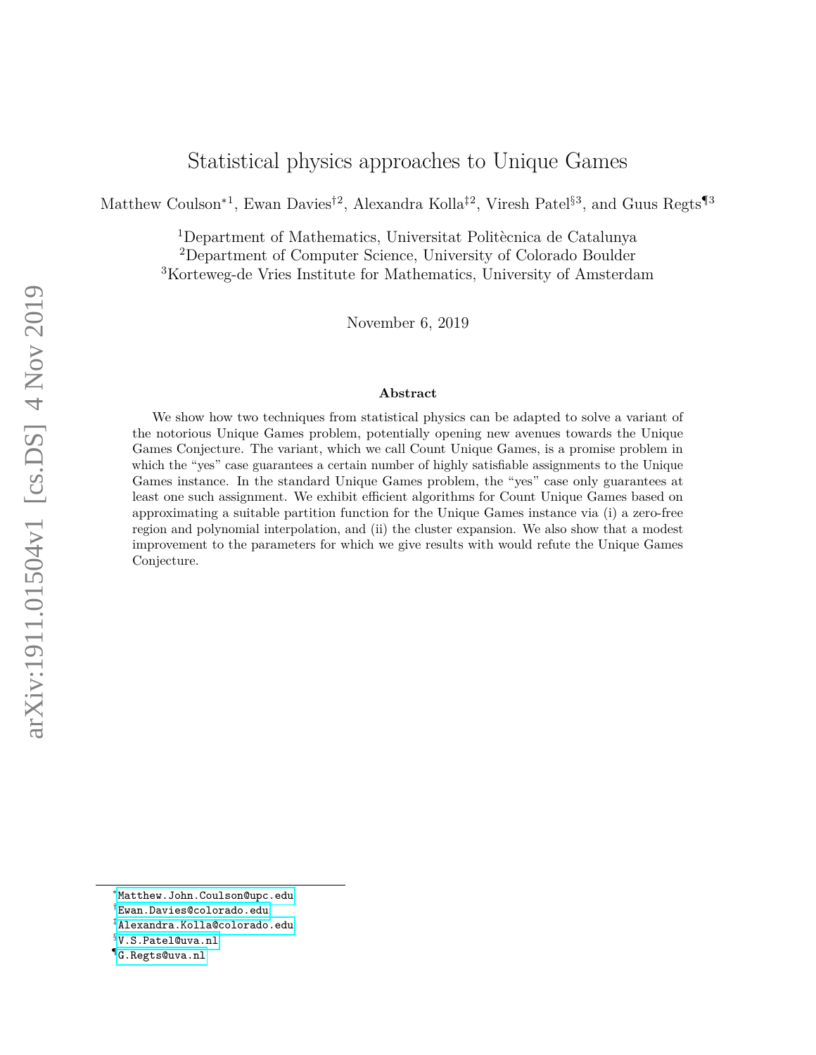# Statistical physics approaches to Unique Games

Matthew Coulson*[1], Ewan Davies†[2], Alexandra Kolla‡[2], Viresh Patel§[3], and Guus Regts¶[3]

[1]Department of Mathematics, Universitat Politècnica de Catalunya
[2]Department of Computer Science, University of Colorado Boulder
[3]Korteweg-de Vries Institute for Mathematics, University of Amsterdam

November 6, 2019

### Abstract

We show how two techniques from statistical physics can be adapted to solve a variant of the notorious Unique Games problem, potentially opening new avenues towards the Unique Games Conjecture. The variant, which we call Count Unique Games, is a promise problem in which the "yes" case guarantees a certain number of highly satisfiable assignments to the Unique Games instance. In the standard Unique Games problem, the "yes" case only guarantees at least one such assignment. We exhibit efficient algorithms for Count Unique Games based on approximating a suitable partition function for the Unique Games instance via (i) a zero-free region and polynomial interpolation, and (ii) the cluster expansion. We also show that a modest improvement to the parameters for which we give results with would refute the Unique Games Conjecture.

*Matthew.John.Coulson@upc.edu
†Ewan.Davies@colorado.edu
‡Alexandra.Kolla@colorado.edu
§V.S.Patel@uva.nl
¶G.Regts@uva.nl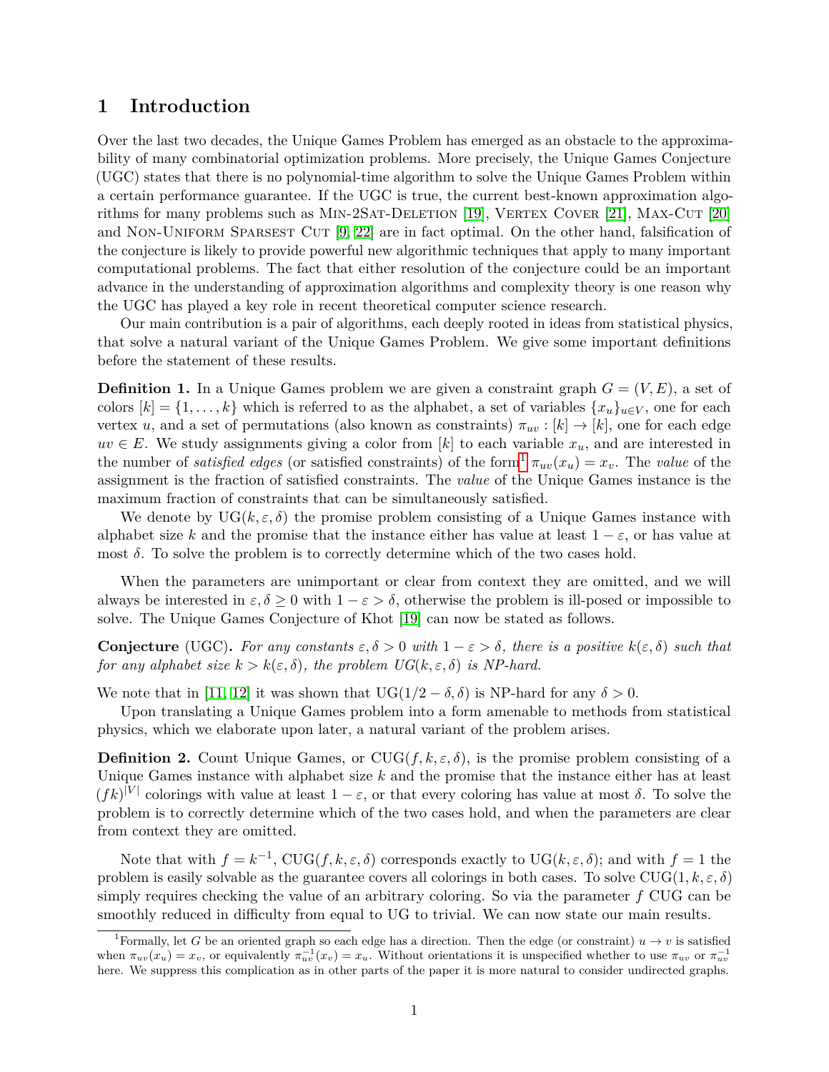# 1 Introduction

Over the last two decades, the Unique Games Problem has emerged as an obstacle to the approximability of many combinatorial optimization problems. More precisely, the Unique Games Conjecture (UGC) states that there is no polynomial-time algorithm to solve the Unique Games Problem within a certain performance guarantee. If the UGC is true, the current best-known approximation algorithms for many problems such as Min-2Sat-Deletion [19], Vertex Cover [21], Max-Cut [20] and Non-Uniform Sparsest Cut [9, 22] are in fact optimal. On the other hand, falsification of the conjecture is likely to provide powerful new algorithmic techniques that apply to many important computational problems. The fact that either resolution of the conjecture could be an important advance in the understanding of approximation algorithms and complexity theory is one reason why the UGC has played a key role in recent theoretical computer science research.

Our main contribution is a pair of algorithms, each deeply rooted in ideas from statistical physics, that solve a natural variant of the Unique Games Problem. We give some important definitions before the statement of these results.

**Definition 1.** In a Unique Games problem we are given a constraint graph $G = (V, E)$, a set of colors $[k] = \{1, \ldots, k\}$ which is referred to as the alphabet, a set of variables $\{x_u\}_{u \in V}$, one for each vertex $u$, and a set of permutations (also known as constraints) $\pi_{uv} : [k] \to [k]$, one for each edge $uv \in E$. We study assignments giving a color from $[k]$ to each variable $x_u$, and are interested in the number of *satisfied edges* (or satisfied constraints) of the form[1] $\pi_{uv}(x_u) = x_v$. The *value* of the assignment is the fraction of satisfied constraints. The *value* of the Unique Games instance is the maximum fraction of constraints that can be simultaneously satisfied.

We denote by $\mathrm{UG}(k, \varepsilon, \delta)$ the promise problem consisting of a Unique Games instance with alphabet size $k$ and the promise that the instance either has value at least $1 - \varepsilon$, or has value at most $\delta$. To solve the problem is to correctly determine which of the two cases hold.

When the parameters are unimportant or clear from context they are omitted, and we will always be interested in $\varepsilon, \delta \geq 0$ with $1 - \varepsilon > \delta$, otherwise the problem is ill-posed or impossible to solve. The Unique Games Conjecture of Khot [19] can now be stated as follows.

**Conjecture** (UGC). *For any constants $\varepsilon, \delta > 0$ with $1 - \varepsilon > \delta$, there is a positive $k(\varepsilon, \delta)$ such that for any alphabet size $k > k(\varepsilon, \delta)$, the problem $UG(k, \varepsilon, \delta)$ is NP-hard.*

We note that in [11, 12] it was shown that $\mathrm{UG}(1/2 - \delta, \delta)$ is NP-hard for any $\delta > 0$.

Upon translating a Unique Games problem into a form amenable to methods from statistical physics, which we elaborate upon later, a natural variant of the problem arises.

**Definition 2.** Count Unique Games, or $\mathrm{CUG}(f, k, \varepsilon, \delta)$, is the promise problem consisting of a Unique Games instance with alphabet size $k$ and the promise that the instance either has at least $(fk)^{|V|}$ colorings with value at least $1 - \varepsilon$, or that every coloring has value at most $\delta$. To solve the problem is to correctly determine which of the two cases hold, and when the parameters are clear from context they are omitted.

Note that with $f = k^{-1}$, $\mathrm{CUG}(f, k, \varepsilon, \delta)$ corresponds exactly to $\mathrm{UG}(k, \varepsilon, \delta)$; and with $f = 1$ the problem is easily solvable as the guarantee covers all colorings in both cases. To solve $\mathrm{CUG}(1, k, \varepsilon, \delta)$ simply requires checking the value of an arbitrary coloring. So via the parameter $f$ CUG can be smoothly reduced in difficulty from equal to UG to trivial. We can now state our main results.

[1] Formally, let $G$ be an oriented graph so each edge has a direction. Then the edge (or constraint) $u \to v$ is satisfied when $\pi_{uv}(x_u) = x_v$, or equivalently $\pi_{uv}^{-1}(x_v) = x_u$. Without orientations it is unspecified whether to use $\pi_{uv}$ or $\pi_{uv}^{-1}$ here. We suppress this complication as in other parts of the paper it is more natural to consider undirected graphs.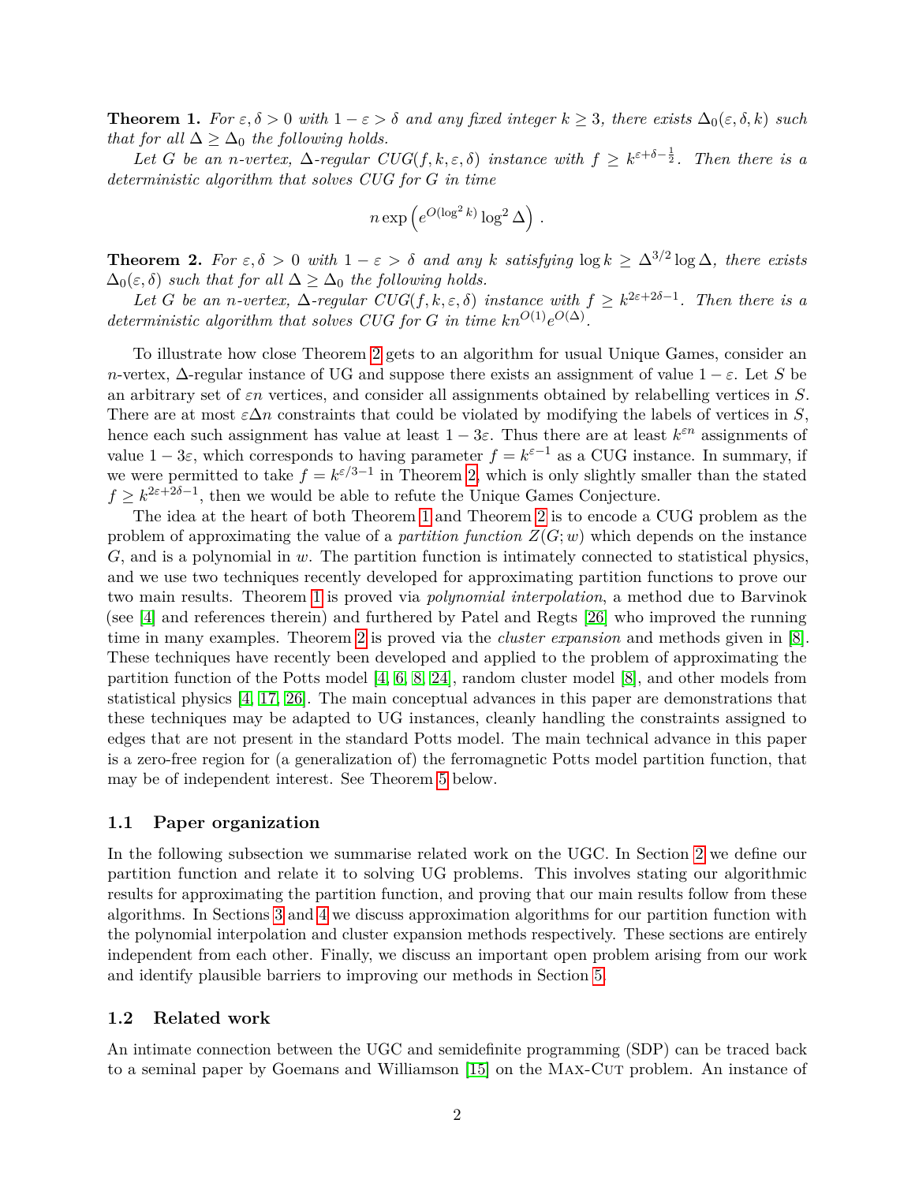**Theorem 1.** *For $\varepsilon, \delta > 0$ with $1 - \varepsilon > \delta$ and any fixed integer $k \geq 3$, there exists $\Delta_0(\varepsilon, \delta, k)$ such that for all $\Delta \geq \Delta_0$ the following holds.*

*Let $G$ be an $n$-vertex, $\Delta$-regular $CUG(f, k, \varepsilon, \delta)$ instance with $f \geq k^{\varepsilon+\delta-\frac{1}{2}}$. Then there is a deterministic algorithm that solves CUG for $G$ in time*

$$n \exp\left(e^{O(\log^2 k)} \log^2 \Delta\right).$$

**Theorem 2.** *For $\varepsilon, \delta > 0$ with $1 - \varepsilon > \delta$ and any $k$ satisfying $\log k \geq \Delta^{3/2} \log \Delta$, there exists $\Delta_0(\varepsilon, \delta)$ such that for all $\Delta \geq \Delta_0$ the following holds.*

*Let $G$ be an $n$-vertex, $\Delta$-regular $CUG(f, k, \varepsilon, \delta)$ instance with $f \geq k^{2\varepsilon+2\delta-1}$. Then there is a deterministic algorithm that solves CUG for $G$ in time $kn^{O(1)}e^{O(\Delta)}$.*

To illustrate how close Theorem 2 gets to an algorithm for usual Unique Games, consider an $n$-vertex, $\Delta$-regular instance of UG and suppose there exists an assignment of value $1 - \varepsilon$. Let $S$ be an arbitrary set of $\varepsilon n$ vertices, and consider all assignments obtained by relabelling vertices in $S$. There are at most $\varepsilon \Delta n$ constraints that could be violated by modifying the labels of vertices in $S$, hence each such assignment has value at least $1 - 3\varepsilon$. Thus there are at least $k^{\varepsilon n}$ assignments of value $1 - 3\varepsilon$, which corresponds to having parameter $f = k^{\varepsilon - 1}$ as a CUG instance. In summary, if we were permitted to take $f = k^{\varepsilon/3-1}$ in Theorem 2, which is only slightly smaller than the stated $f \geq k^{2\varepsilon+2\delta-1}$, then we would be able to refute the Unique Games Conjecture.

The idea at the heart of both Theorem 1 and Theorem 2 is to encode a CUG problem as the problem of approximating the value of a *partition function* $Z(G; w)$ which depends on the instance $G$, and is a polynomial in $w$. The partition function is intimately connected to statistical physics, and we use two techniques recently developed for approximating partition functions to prove our two main results. Theorem 1 is proved via *polynomial interpolation*, a method due to Barvinok (see [4] and references therein) and furthered by Patel and Regts [26] who improved the running time in many examples. Theorem 2 is proved via the *cluster expansion* and methods given in [8]. These techniques have recently been developed and applied to the problem of approximating the partition function of the Potts model [4, 6, 8, 24], random cluster model [8], and other models from statistical physics [4, 17, 26]. The main conceptual advances in this paper are demonstrations that these techniques may be adapted to UG instances, cleanly handling the constraints assigned to edges that are not present in the standard Potts model. The main technical advance in this paper is a zero-free region for (a generalization of) the ferromagnetic Potts model partition function, that may be of independent interest. See Theorem 5 below.

## 1.1 Paper organization

In the following subsection we summarise related work on the UGC. In Section 2 we define our partition function and relate it to solving UG problems. This involves stating our algorithmic results for approximating the partition function, and proving that our main results follow from these algorithms. In Sections 3 and 4 we discuss approximation algorithms for our partition function with the polynomial interpolation and cluster expansion methods respectively. These sections are entirely independent from each other. Finally, we discuss an important open problem arising from our work and identify plausible barriers to improving our methods in Section 5.

## 1.2 Related work

An intimate connection between the UGC and semidefinite programming (SDP) can be traced back to a seminal paper by Goemans and Williamson [15] on the Max-Cut problem. An instance of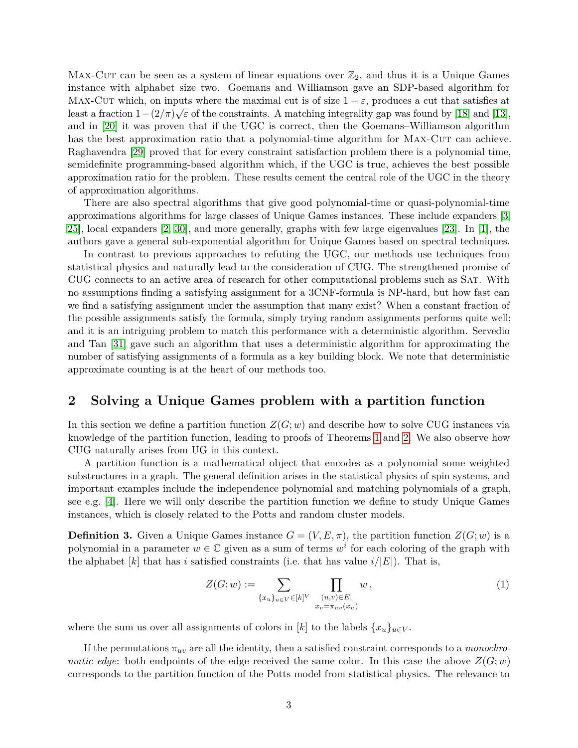Max-Cut can be seen as a system of linear equations over $\mathbb{Z}_2$, and thus it is a Unique Games instance with alphabet size two. Goemans and Williamson gave an SDP-based algorithm for Max-Cut which, on inputs where the maximal cut is of size $1-\varepsilon$, produces a cut that satisfies at least a fraction $1-(2/\pi)\sqrt{\varepsilon}$ of the constraints. A matching integrality gap was found by [18] and [13], and in [20] it was proven that if the UGC is correct, then the Goemans–Williamson algorithm has the best approximation ratio that a polynomial-time algorithm for Max-Cut can achieve. Raghavendra [29] proved that for every constraint satisfaction problem there is a polynomial time, semidefinite programming-based algorithm which, if the UGC is true, achieves the best possible approximation ratio for the problem. These results cement the central role of the UGC in the theory of approximation algorithms.

There are also spectral algorithms that give good polynomial-time or quasi-polynomial-time approximations algorithms for large classes of Unique Games instances. These include expanders [3, 25], local expanders [2, 30], and more generally, graphs with few large eigenvalues [23]. In [1], the authors gave a general sub-exponential algorithm for Unique Games based on spectral techniques.

In contrast to previous approaches to refuting the UGC, our methods use techniques from statistical physics and naturally lead to the consideration of CUG. The strengthened promise of CUG connects to an active area of research for other computational problems such as Sat. With no assumptions finding a satisfying assignment for a 3CNF-formula is NP-hard, but how fast can we find a satisfying assignment under the assumption that many exist? When a constant fraction of the possible assignments satisfy the formula, simply trying random assignments performs quite well; and it is an intriguing problem to match this performance with a deterministic algorithm. Servedio and Tan [31] gave such an algorithm that uses a deterministic algorithm for approximating the number of satisfying assignments of a formula as a key building block. We note that deterministic approximate counting is at the heart of our methods too.

## 2 Solving a Unique Games problem with a partition function

In this section we define a partition function $Z(G;w)$ and describe how to solve CUG instances via knowledge of the partition function, leading to proofs of Theorems 1 and 2. We also observe how CUG naturally arises from UG in this context.

A partition function is a mathematical object that encodes as a polynomial some weighted substructures in a graph. The general definition arises in the statistical physics of spin systems, and important examples include the independence polynomial and matching polynomials of a graph, see e.g. [4]. Here we will only describe the partition function we define to study Unique Games instances, which is closely related to the Potts and random cluster models.

**Definition 3.** Given a Unique Games instance $G=(V,E,\pi)$, the partition function $Z(G;w)$ is a polynomial in a parameter $w \in \mathbb{C}$ given as a sum of terms $w^i$ for each coloring of the graph with the alphabet $[k]$ that has $i$ satisfied constraints (i.e. that has value $i/|E|$). That is,

$$Z(G;w) := \sum_{\{x_u\}_{u\in V}\in[k]^V} \prod_{\substack{(u,v)\in E,\\ x_v=\pi_{uv}(x_u)}} w\,, \tag{1}$$

where the sum us over all assignments of colors in $[k]$ to the labels $\{x_u\}_{u\in V}$.

If the permutations $\pi_{uv}$ are all the identity, then a satisfied constraint corresponds to a *monochromatic edge*: both endpoints of the edge received the same color. In this case the above $Z(G;w)$ corresponds to the partition function of the Potts model from statistical physics. The relevance to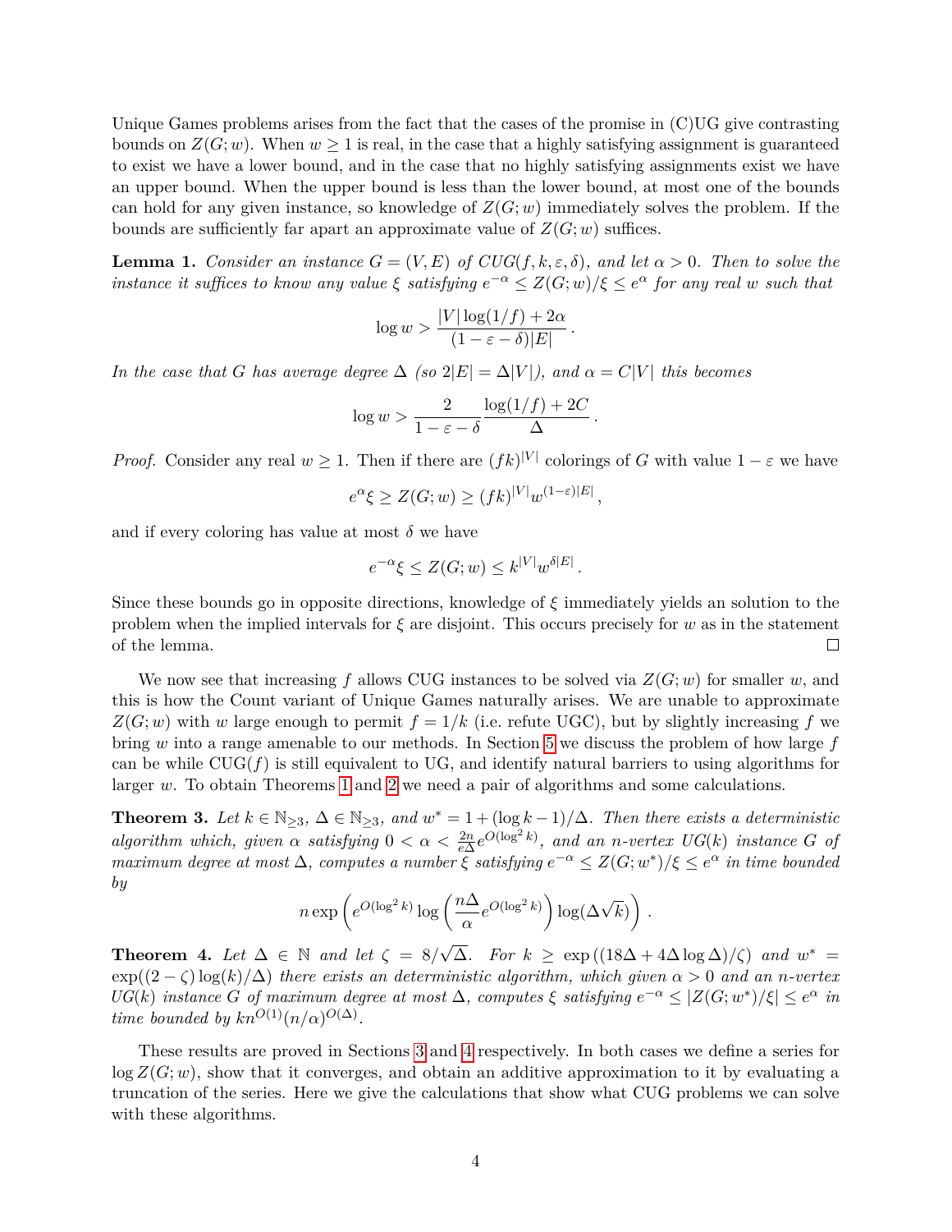Unique Games problems arises from the fact that the cases of the promise in (C)UG give contrasting bounds on $Z(G; w)$. When $w \geq 1$ is real, in the case that a highly satisfying assignment is guaranteed to exist we have a lower bound, and in the case that no highly satisfying assignments exist we have an upper bound. When the upper bound is less than the lower bound, at most one of the bounds can hold for any given instance, so knowledge of $Z(G; w)$ immediately solves the problem. If the bounds are sufficiently far apart an approximate value of $Z(G; w)$ suffices.

**Lemma 1.** *Consider an instance $G = (V, E)$ of $CUG(f, k, \varepsilon, \delta)$, and let $\alpha > 0$. Then to solve the instance it suffices to know any value $\xi$ satisfying $e^{-\alpha} \leq Z(G; w)/\xi \leq e^{\alpha}$ for any real $w$ such that*

$$\log w > \frac{|V| \log(1/f) + 2\alpha}{(1 - \varepsilon - \delta)|E|} \, .$$

*In the case that $G$ has average degree $\Delta$ (so $2|E| = \Delta|V|$), and $\alpha = C|V|$ this becomes*

$$\log w > \frac{2}{1 - \varepsilon - \delta} \frac{\log(1/f) + 2C}{\Delta} \, .$$

*Proof.* Consider any real $w \geq 1$. Then if there are $(fk)^{|V|}$ colorings of $G$ with value $1 - \varepsilon$ we have

$$e^{\alpha}\xi \geq Z(G; w) \geq (fk)^{|V|} w^{(1-\varepsilon)|E|} \, ,$$

and if every coloring has value at most $\delta$ we have

$$e^{-\alpha}\xi \leq Z(G; w) \leq k^{|V|} w^{\delta|E|} \, .$$

Since these bounds go in opposite directions, knowledge of $\xi$ immediately yields an solution to the problem when the implied intervals for $\xi$ are disjoint. This occurs precisely for $w$ as in the statement of the lemma. $\square$

We now see that increasing $f$ allows CUG instances to be solved via $Z(G; w)$ for smaller $w$, and this is how the Count variant of Unique Games naturally arises. We are unable to approximate $Z(G; w)$ with $w$ large enough to permit $f = 1/k$ (i.e. refute UGC), but by slightly increasing $f$ we bring $w$ into a range amenable to our methods. In Section 5 we discuss the problem of how large $f$ can be while CUG($f$) is still equivalent to UG, and identify natural barriers to using algorithms for larger $w$. To obtain Theorems 1 and 2 we need a pair of algorithms and some calculations.

**Theorem 3.** *Let $k \in \mathbb{N}_{\geq 3}$, $\Delta \in \mathbb{N}_{\geq 3}$, and $w^* = 1 + (\log k - 1)/\Delta$. Then there exists a deterministic algorithm which, given $\alpha$ satisfying $0 < \alpha < \frac{2n}{e\Delta} e^{O(\log^2 k)}$, and an $n$-vertex $UG(k)$ instance $G$ of maximum degree at most $\Delta$, computes a number $\xi$ satisfying $e^{-\alpha} \leq Z(G; w^*)/\xi \leq e^{\alpha}$ in time bounded by*

$$n \exp\left(e^{O(\log^2 k)} \log\left(\frac{n\Delta}{\alpha} e^{O(\log^2 k)}\right) \log(\Delta\sqrt{k})\right) \, .$$

**Theorem 4.** *Let $\Delta \in \mathbb{N}$ and let $\zeta = 8/\sqrt{\Delta}$. For $k \geq \exp\left((18\Delta + 4\Delta \log \Delta)/\zeta\right)$ and $w^* = \exp((2 - \zeta)\log(k)/\Delta)$ there exists an deterministic algorithm, which given $\alpha > 0$ and an $n$-vertex $UG(k)$ instance $G$ of maximum degree at most $\Delta$, computes $\xi$ satisfying $e^{-\alpha} \leq |Z(G; w^*)/\xi| \leq e^{\alpha}$ in time bounded by $kn^{O(1)}(n/\alpha)^{O(\Delta)}$.*

These results are proved in Sections 3 and 4 respectively. In both cases we define a series for $\log Z(G; w)$, show that it converges, and obtain an additive approximation to it by evaluating a truncation of the series. Here we give the calculations that show what CUG problems we can solve with these algorithms.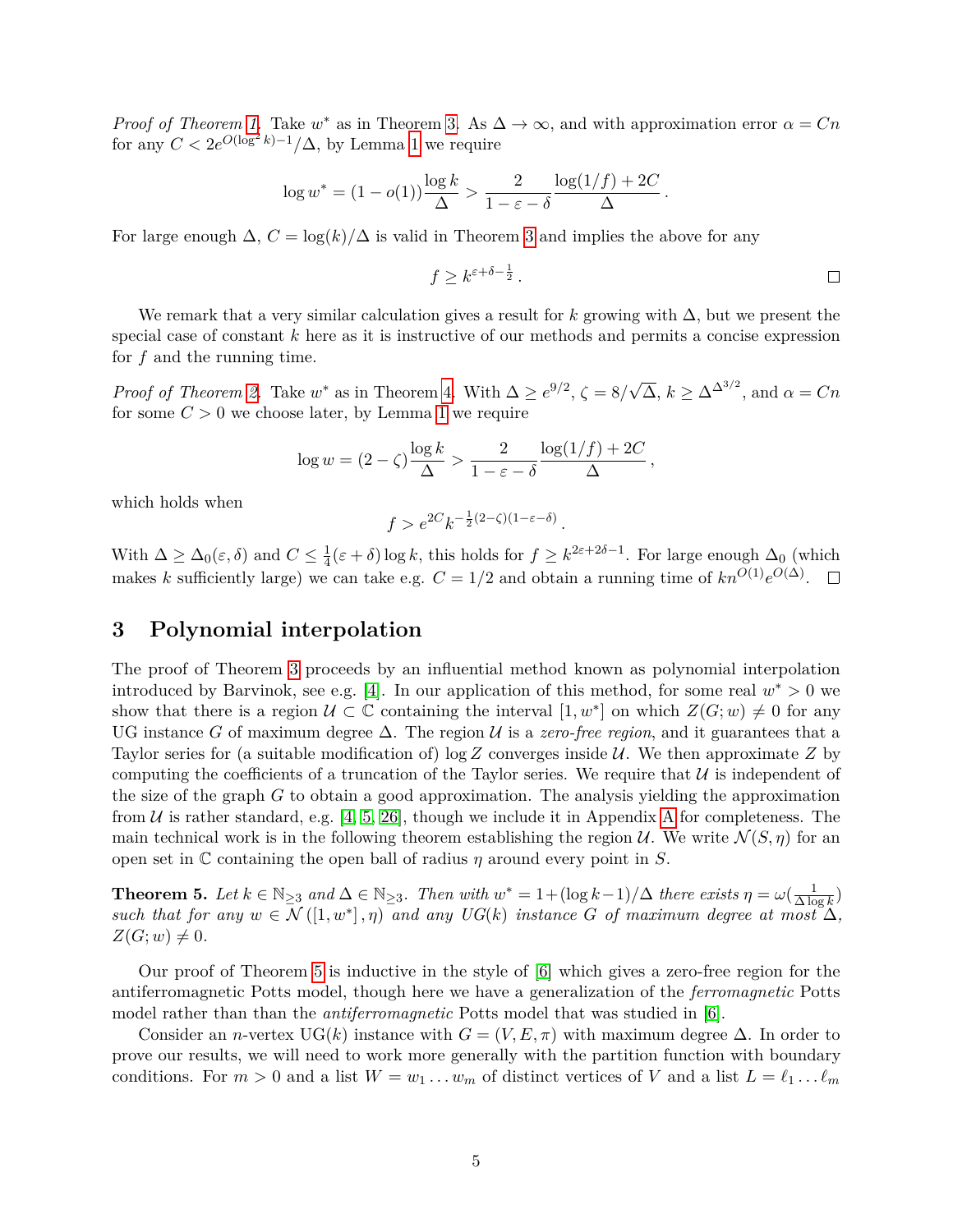*Proof of Theorem 1.* Take $w^*$ as in Theorem 3. As $\Delta \to \infty$, and with approximation error $\alpha = Cn$ for any $C < 2e^{O(\log^2 k)-1}/\Delta$, by Lemma 1 we require

$$\log w^* = (1 - o(1))\frac{\log k}{\Delta} > \frac{2}{1-\varepsilon-\delta}\frac{\log(1/f) + 2C}{\Delta}.$$

For large enough $\Delta$, $C = \log(k)/\Delta$ is valid in Theorem 3 and implies the above for any

$$f \geq k^{\varepsilon+\delta-\frac{1}{2}}.$$

□

We remark that a very similar calculation gives a result for $k$ growing with $\Delta$, but we present the special case of constant $k$ here as it is instructive of our methods and permits a concise expression for $f$ and the running time.

*Proof of Theorem 2.* Take $w^*$ as in Theorem 4. With $\Delta \geq e^{9/2}$, $\zeta = 8/\sqrt{\Delta}$, $k \geq \Delta^{\Delta^{3/2}}$, and $\alpha = Cn$ for some $C > 0$ we choose later, by Lemma 1 we require

$$\log w = (2-\zeta)\frac{\log k}{\Delta} > \frac{2}{1-\varepsilon-\delta}\frac{\log(1/f) + 2C}{\Delta},$$

which holds when

$$f > e^{2C}k^{-\frac{1}{2}(2-\zeta)(1-\varepsilon-\delta)}.$$

With $\Delta \geq \Delta_0(\varepsilon, \delta)$ and $C \leq \frac{1}{4}(\varepsilon+\delta)\log k$, this holds for $f \geq k^{2\varepsilon+2\delta-1}$. For large enough $\Delta_0$ (which makes $k$ sufficiently large) we can take e.g. $C = 1/2$ and obtain a running time of $kn^{O(1)}e^{O(\Delta)}$. □

## 3 Polynomial interpolation

The proof of Theorem 3 proceeds by an influential method known as polynomial interpolation introduced by Barvinok, see e.g. [4]. In our application of this method, for some real $w^* > 0$ we show that there is a region $\mathcal{U} \subset \mathbb{C}$ containing the interval $[1, w^*]$ on which $Z(G; w) \neq 0$ for any UG instance $G$ of maximum degree $\Delta$. The region $\mathcal{U}$ is a *zero-free region*, and it guarantees that a Taylor series for (a suitable modification of) $\log Z$ converges inside $\mathcal{U}$. We then approximate $Z$ by computing the coefficients of a truncation of the Taylor series. We require that $\mathcal{U}$ is independent of the size of the graph $G$ to obtain a good approximation. The analysis yielding the approximation from $\mathcal{U}$ is rather standard, e.g. [4, 5, 26], though we include it in Appendix A for completeness. The main technical work is in the following theorem establishing the region $\mathcal{U}$. We write $\mathcal{N}(S, \eta)$ for an open set in $\mathbb{C}$ containing the open ball of radius $\eta$ around every point in $S$.

**Theorem 5.** *Let $k \in \mathbb{N}_{\geq 3}$ and $\Delta \in \mathbb{N}_{\geq 3}$. Then with $w^* = 1+(\log k - 1)/\Delta$ there exists $\eta = \omega(\frac{1}{\Delta \log k})$ such that for any $w \in \mathcal{N}([1, w^*], \eta)$ and any UG$(k)$ instance $G$ of maximum degree at most $\Delta$, $Z(G; w) \neq 0$.*

Our proof of Theorem 5 is inductive in the style of [6] which gives a zero-free region for the antiferromagnetic Potts model, though here we have a generalization of the *ferromagnetic* Potts model rather than than the *antiferromagnetic* Potts model that was studied in [6].

Consider an $n$-vertex UG$(k)$ instance with $G = (V, E, \pi)$ with maximum degree $\Delta$. In order to prove our results, we will need to work more generally with the partition function with boundary conditions. For $m > 0$ and a list $W = w_1 \dots w_m$ of distinct vertices of $V$ and a list $L = \ell_1 \dots \ell_m$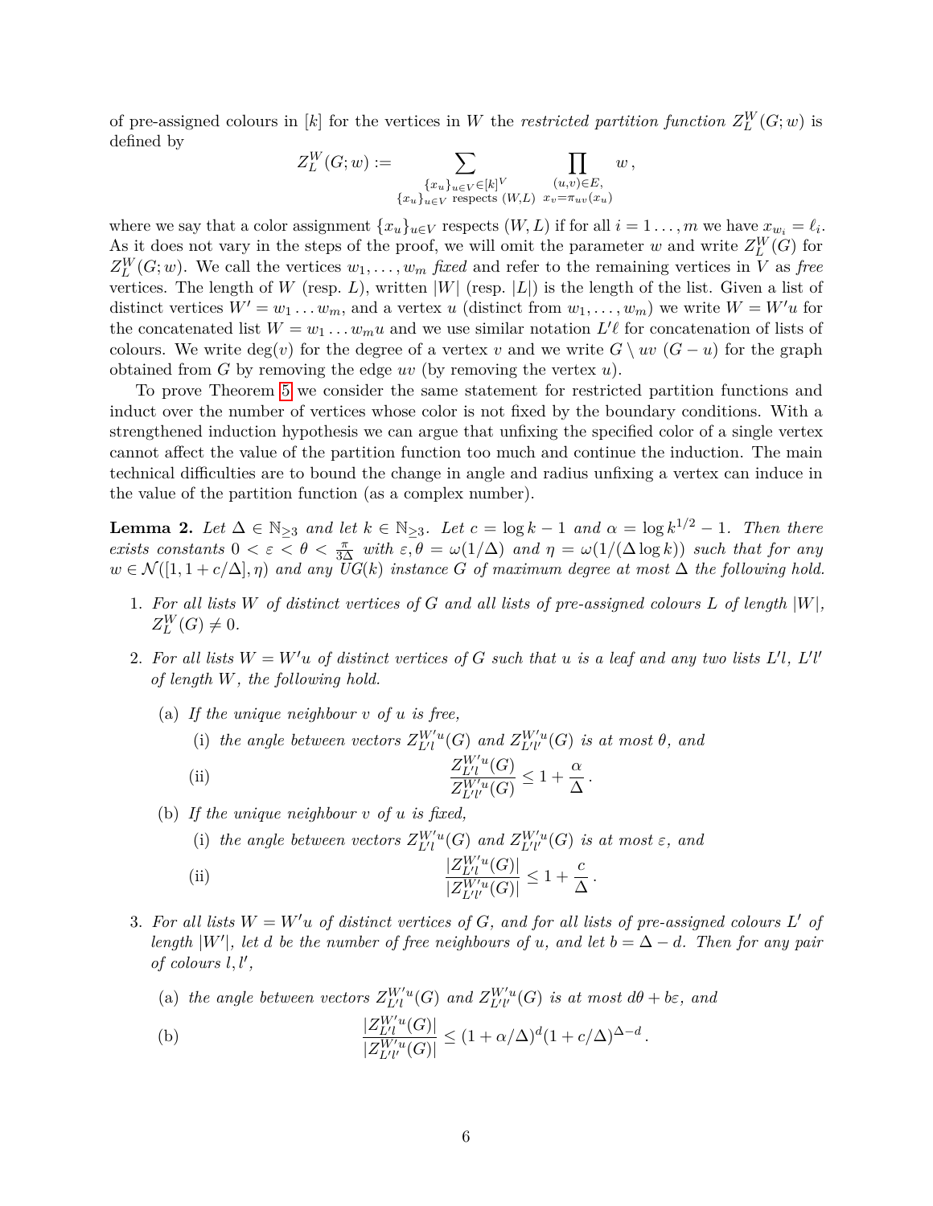of pre-assigned colours in $[k]$ for the vertices in $W$ the *restricted partition function* $Z_L^W(G;w)$ is defined by

$$Z_L^W(G;w) := \sum_{\substack{\{x_u\}_{u\in V}\in[k]^V \\ \{x_u\}_{u\in V} \text{ respects } (W,L)}} \prod_{\substack{(u,v)\in E, \\ x_v=\pi_{uv}(x_u)}} w\,,$$

where we say that a color assignment $\{x_u\}_{u\in V}$ respects $(W,L)$ if for all $i = 1\ldots,m$ we have $x_{w_i} = \ell_i$. As it does not vary in the steps of the proof, we will omit the parameter $w$ and write $Z_L^W(G)$ for $Z_L^W(G;w)$. We call the vertices $w_1,\ldots,w_m$ *fixed* and refer to the remaining vertices in $V$ as *free* vertices. The length of $W$ (resp. $L$), written $|W|$ (resp. $|L|$) is the length of the list. Given a list of distinct vertices $W' = w_1\ldots w_m$, and a vertex $u$ (distinct from $w_1,\ldots,w_m$) we write $W = W'u$ for the concatenated list $W = w_1\ldots w_m u$ and we use similar notation $L'\ell$ for concatenation of lists of colours. We write $\deg(v)$ for the degree of a vertex $v$ and we write $G\setminus uv$ ($G-u$) for the graph obtained from $G$ by removing the edge $uv$ (by removing the vertex $u$).

To prove Theorem 5 we consider the same statement for restricted partition functions and induct over the number of vertices whose color is not fixed by the boundary conditions. With a strengthened induction hypothesis we can argue that unfixing the specified color of a single vertex cannot affect the value of the partition function too much and continue the induction. The main technical difficulties are to bound the change in angle and radius unfixing a vertex can induce in the value of the partition function (as a complex number).

**Lemma 2.** *Let $\Delta\in\mathbb{N}_{\geq 3}$ and let $k\in\mathbb{N}_{\geq 3}$. Let $c = \log k - 1$ and $\alpha = \log k^{1/2} - 1$. Then there exists constants $0 < \varepsilon < \theta < \frac{\pi}{3\Delta}$ with $\varepsilon,\theta = \omega(1/\Delta)$ and $\eta = \omega(1/(\Delta\log k))$ such that for any $w\in\mathcal{N}([1,1+c/\Delta],\eta)$ and any $UG(k)$ instance $G$ of maximum degree at most $\Delta$ the following hold.*

1. *For all lists $W$ of distinct vertices of $G$ and all lists of pre-assigned colours $L$ of length $|W|$, $Z_L^W(G)\neq 0$.*
2. *For all lists $W = W'u$ of distinct vertices of $G$ such that $u$ is a leaf and any two lists $L'l$, $L'l'$ of length $W$, the following hold.*
   (a) *If the unique neighbour $v$ of $u$ is free,*
      (i) *the angle between vectors $Z_{L'l}^{W'u}(G)$ and $Z_{L'l'}^{W'u}(G)$ is at most $\theta$, and*
      (ii) $$\frac{Z_{L'l}^{W'u}(G)}{Z_{L'l'}^{W'u}(G)} \leq 1+\frac{\alpha}{\Delta}\,.$$
   (b) *If the unique neighbour $v$ of $u$ is fixed,*
      (i) *the angle between vectors $Z_{L'l}^{W'u}(G)$ and $Z_{L'l'}^{W'u}(G)$ is at most $\varepsilon$, and*
      (ii) $$\frac{|Z_{L'l}^{W'u}(G)|}{|Z_{L'l'}^{W'u}(G)|} \leq 1+\frac{c}{\Delta}\,.$$
3. *For all lists $W = W'u$ of distinct vertices of $G$, and for all lists of pre-assigned colours $L'$ of length $|W'|$, let $d$ be the number of free neighbours of $u$, and let $b = \Delta - d$. Then for any pair of colours $l,l'$,*
   (a) *the angle between vectors $Z_{L'l}^{W'u}(G)$ and $Z_{L'l'}^{W'u}(G)$ is at most $d\theta + b\varepsilon$, and*
   (b) $$\frac{|Z_{L'l}^{W'u}(G)|}{|Z_{L'l'}^{W'u}(G)|} \leq (1+\alpha/\Delta)^d(1+c/\Delta)^{\Delta-d}\,.$$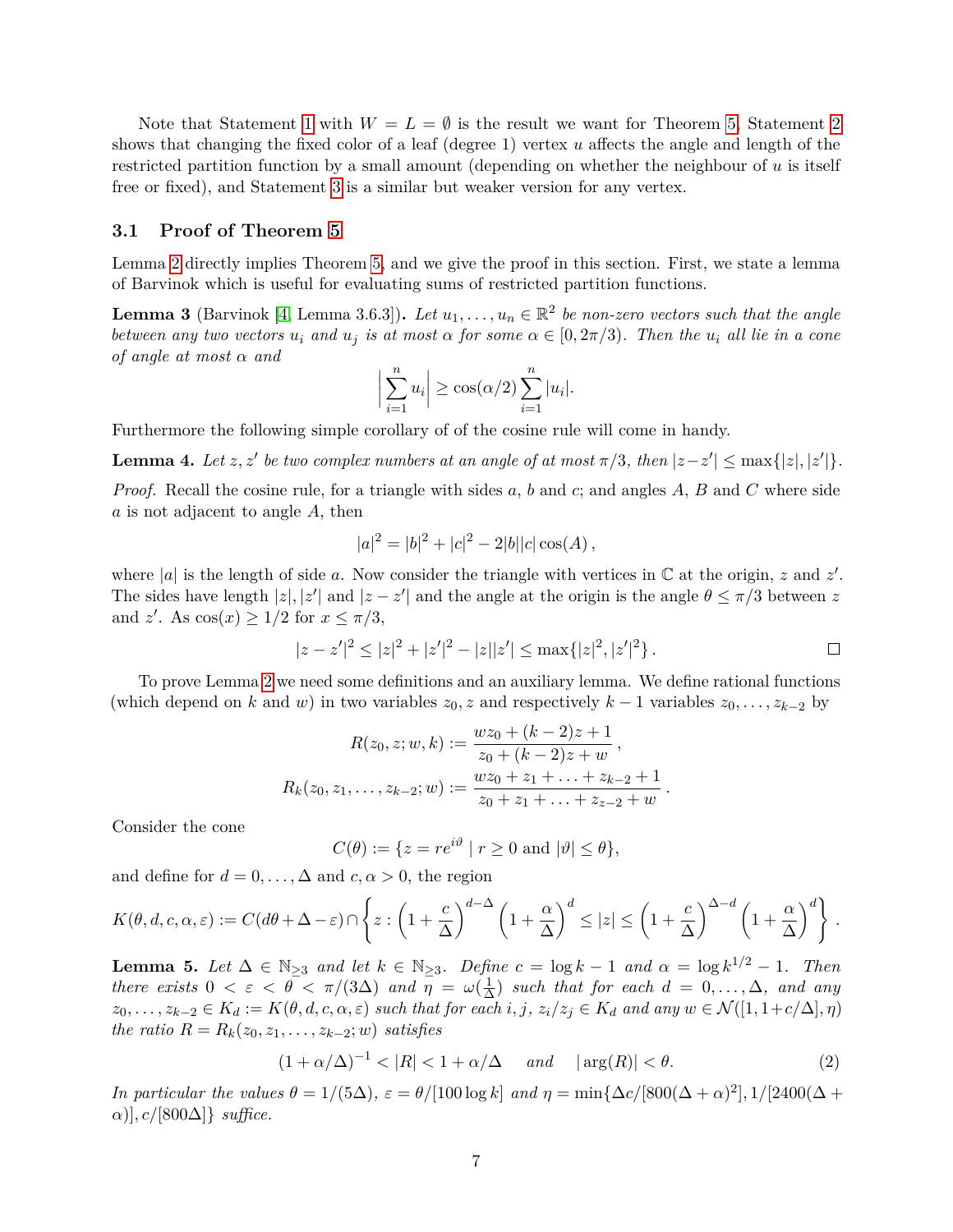Note that Statement 1 with $W = L = \emptyset$ is the result we want for Theorem 5, Statement 2 shows that changing the fixed color of a leaf (degree 1) vertex $u$ affects the angle and length of the restricted partition function by a small amount (depending on whether the neighbour of $u$ is itself free or fixed), and Statement 3 is a similar but weaker version for any vertex.

### 3.1 Proof of Theorem 5

Lemma 2 directly implies Theorem 5, and we give the proof in this section. First, we state a lemma of Barvinok which is useful for evaluating sums of restricted partition functions.

**Lemma 3** (Barvinok [4, Lemma 3.6.3])**.** *Let $u_1, \ldots, u_n \in \mathbb{R}^2$ be non-zero vectors such that the angle between any two vectors $u_i$ and $u_j$ is at most $\alpha$ for some $\alpha \in [0, 2\pi/3)$. Then the $u_i$ all lie in a cone of angle at most $\alpha$ and*

$$\left| \sum_{i=1}^{n} u_i \right| \geq \cos(\alpha/2) \sum_{i=1}^{n} |u_i|.$$

Furthermore the following simple corollary of of the cosine rule will come in handy.

**Lemma 4.** *Let $z, z'$ be two complex numbers at an angle of at most $\pi/3$, then $|z - z'| \leq \max\{|z|, |z'|\}$.*

*Proof.* Recall the cosine rule, for a triangle with sides $a$, $b$ and $c$; and angles $A$, $B$ and $C$ where side $a$ is not adjacent to angle $A$, then

$$|a|^2 = |b|^2 + |c|^2 - 2|b||c|\cos(A)\,,$$

where $|a|$ is the length of side $a$. Now consider the triangle with vertices in $\mathbb{C}$ at the origin, $z$ and $z'$. The sides have length $|z|, |z'|$ and $|z - z'|$ and the angle at the origin is the angle $\theta \leq \pi/3$ between $z$ and $z'$. As $\cos(x) \geq 1/2$ for $x \leq \pi/3$,

$$|z - z'|^2 \leq |z|^2 + |z'|^2 - |z||z'| \leq \max\{|z|^2, |z'|^2\}\,.$$

∎

To prove Lemma 2 we need some definitions and an auxiliary lemma. We define rational functions (which depend on $k$ and $w$) in two variables $z_0, z$ and respectively $k-1$ variables $z_0, \ldots, z_{k-2}$ by

$$R(z_0, z; w, k) := \frac{wz_0 + (k-2)z + 1}{z_0 + (k-2)z + w}\,,$$

$$R_k(z_0, z_1, \ldots, z_{k-2}; w) := \frac{wz_0 + z_1 + \ldots + z_{k-2} + 1}{z_0 + z_1 + \ldots + z_{z-2} + w}\,.$$

Consider the cone

$$C(\theta) := \{z = re^{i\vartheta} \mid r \geq 0 \text{ and } |\vartheta| \leq \theta\},$$

and define for $d = 0, \ldots, \Delta$ and $c, \alpha > 0$, the region

$$K(\theta, d, c, \alpha, \varepsilon) := C(d\theta + \Delta - \varepsilon) \cap \left\{ z : \left(1 + \frac{c}{\Delta}\right)^{d-\Delta} \left(1 + \frac{\alpha}{\Delta}\right)^{d} \leq |z| \leq \left(1 + \frac{c}{\Delta}\right)^{\Delta - d} \left(1 + \frac{\alpha}{\Delta}\right)^{d} \right\}.$$

**Lemma 5.** *Let $\Delta \in \mathbb{N}_{\geq 3}$ and let $k \in \mathbb{N}_{\geq 3}$. Define $c = \log k - 1$ and $\alpha = \log k^{1/2} - 1$. Then there exists $0 < \varepsilon < \theta < \pi/(3\Delta)$ and $\eta = \omega(\frac{1}{\Delta})$ such that for each $d = 0, \ldots, \Delta$, and any $z_0, \ldots, z_{k-2} \in K_d := K(\theta, d, c, \alpha, \varepsilon)$ such that for each $i, j$, $z_i/z_j \in K_d$ and any $w \in \mathcal{N}([1, 1 + c/\Delta], \eta)$ the ratio $R = R_k(z_0, z_1, \ldots, z_{k-2}; w)$ satisfies*

$$(1 + \alpha/\Delta)^{-1} < |R| < 1 + \alpha/\Delta \quad \text{ and } \quad |\arg(R)| < \theta. \tag{2}$$

*In particular the values $\theta = 1/(5\Delta)$, $\varepsilon = \theta/[100 \log k]$ and $\eta = \min\{\Delta c/[800(\Delta + \alpha)^2], 1/[2400(\Delta + \alpha)], c/[800\Delta]\}$ suffice.*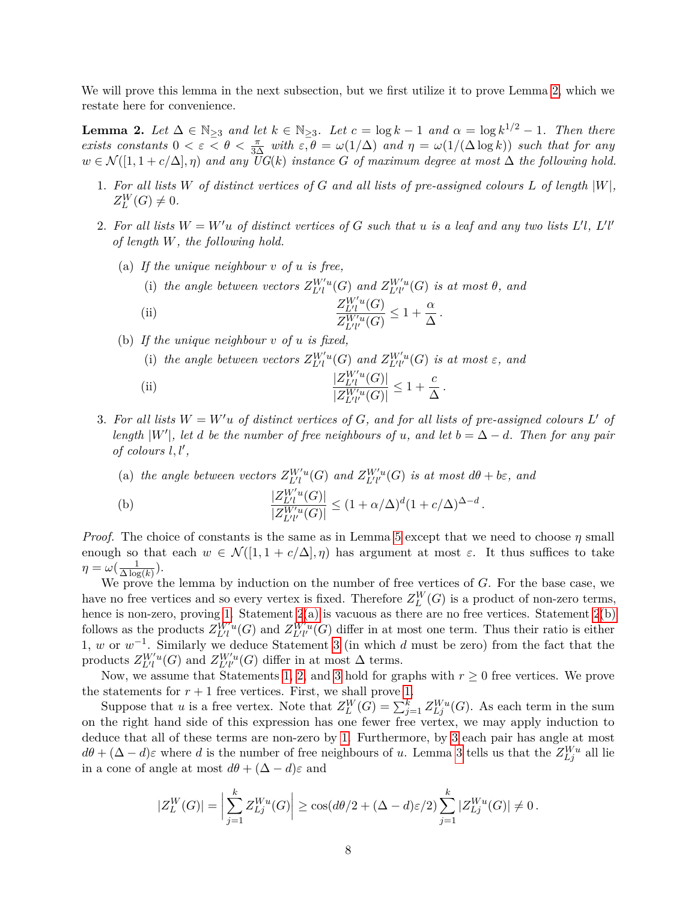We will prove this lemma in the next subsection, but we first utilize it to prove Lemma 2, which we restate here for convenience.

**Lemma 2.** *Let $\Delta \in \mathbb{N}_{\geq 3}$ and let $k \in \mathbb{N}_{\geq 3}$. Let $c = \log k - 1$ and $\alpha = \log k^{1/2} - 1$. Then there exists constants $0 < \varepsilon < \theta < \frac{\pi}{3\Delta}$ with $\varepsilon, \theta = \omega(1/\Delta)$ and $\eta = \omega(1/(\Delta \log k))$ such that for any $w \in \mathcal{N}([1, 1 + c/\Delta], \eta)$ and any $UG(k)$ instance $G$ of maximum degree at most $\Delta$ the following hold.*

1. *For all lists $W$ of distinct vertices of $G$ and all lists of pre-assigned colours $L$ of length $|W|$, $Z_L^W(G) \neq 0$.*
2. *For all lists $W = W'u$ of distinct vertices of $G$ such that $u$ is a leaf and any two lists $L'l$, $L'l'$ of length $W$, the following hold.*
   - (a) *If the unique neighbour $v$ of $u$ is free,*
     - (i) *the angle between vectors $Z_{L'l}^{W'u}(G)$ and $Z_{L'l'}^{W'u}(G)$ is at most $\theta$, and*
     - (ii) $$\frac{Z_{L'l}^{W'u}(G)}{Z_{L'l'}^{W'u}(G)} \leq 1 + \frac{\alpha}{\Delta}.$$
   - (b) *If the unique neighbour $v$ of $u$ is fixed,*
     - (i) *the angle between vectors $Z_{L'l}^{W'u}(G)$ and $Z_{L'l'}^{W'u}(G)$ is at most $\varepsilon$, and*
     - (ii) $$\frac{|Z_{L'l}^{W'u}(G)|}{|Z_{L'l'}^{W'u}(G)|} \leq 1 + \frac{c}{\Delta}.$$
3. *For all lists $W = W'u$ of distinct vertices of $G$, and for all lists of pre-assigned colours $L'$ of length $|W'|$, let $d$ be the number of free neighbours of $u$, and let $b = \Delta - d$. Then for any pair of colours $l, l'$,*
   - (a) *the angle between vectors $Z_{L'l}^{W'u}(G)$ and $Z_{L'l'}^{W'u}(G)$ is at most $d\theta + b\varepsilon$, and*
   - (b) $$\frac{|Z_{L'l}^{W'u}(G)|}{|Z_{L'l'}^{W'u}(G)|} \leq (1 + \alpha/\Delta)^d (1 + c/\Delta)^{\Delta - d}.$$

*Proof.* The choice of constants is the same as in Lemma 5 except that we need to choose $\eta$ small enough so that each $w \in \mathcal{N}([1, 1 + c/\Delta], \eta)$ has argument at most $\varepsilon$. It thus suffices to take $\eta = \omega(\frac{1}{\Delta \log(k)})$.

We prove the lemma by induction on the number of free vertices of $G$. For the base case, we have no free vertices and so every vertex is fixed. Therefore $Z_L^W(G)$ is a product of non-zero terms, hence is non-zero, proving 1. Statement 2(a) is vacuous as there are no free vertices. Statement 2(b) follows as the products $Z_{L'l}^{W'u}(G)$ and $Z_{L'l'}^{W'u}(G)$ differ in at most one term. Thus their ratio is either 1, $w$ or $w^{-1}$. Similarly we deduce Statement 3 (in which $d$ must be zero) from the fact that the products $Z_{L'l}^{W'u}(G)$ and $Z_{L'l'}^{W'u}(G)$ differ in at most $\Delta$ terms.

Now, we assume that Statements 1, 2, and 3 hold for graphs with $r \geq 0$ free vertices. We prove the statements for $r + 1$ free vertices. First, we shall prove 1.

Suppose that $u$ is a free vertex. Note that $Z_L^W(G) = \sum_{j=1}^{k} Z_{Lj}^{Wu}(G)$. As each term in the sum on the right hand side of this expression has one fewer free vertex, we may apply induction to deduce that all of these terms are non-zero by 1. Furthermore, by 3 each pair has angle at most $d\theta + (\Delta - d)\varepsilon$ where $d$ is the number of free neighbours of $u$. Lemma 3 tells us that the $Z_{Lj}^{Wu}$ all lie in a cone of angle at most $d\theta + (\Delta - d)\varepsilon$ and

$$|Z_L^W(G)| = \Big| \sum_{j=1}^{k} Z_{Lj}^{Wu}(G) \Big| \geq \cos(d\theta/2 + (\Delta - d)\varepsilon/2) \sum_{j=1}^{k} |Z_{Lj}^{Wu}(G)| \neq 0.$$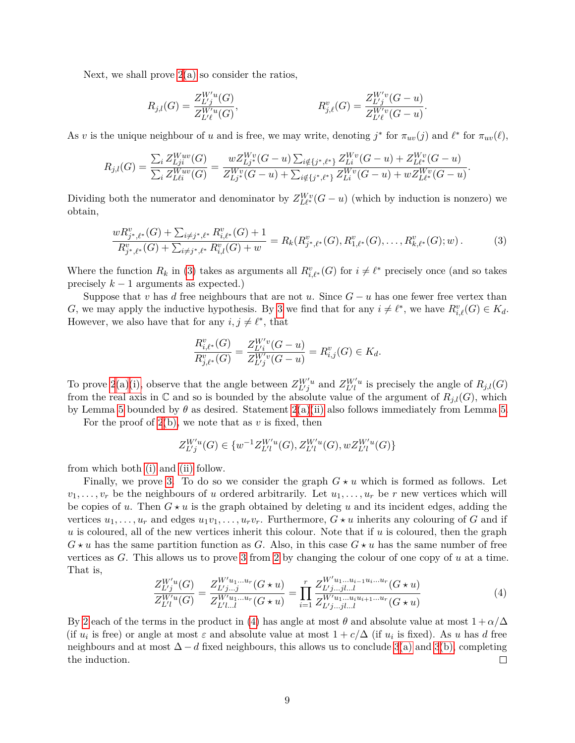Next, we shall prove 2(a) so consider the ratios,

$$R_{j,l}(G) = \frac{Z^{W'u}_{L'j}(G)}{Z^{W'u}_{L'\ell}(G)}, \qquad\qquad R^v_{j,\ell}(G) = \frac{Z^{W'v}_{L'j}(G-u)}{Z^{W'v}_{L'\ell}(G-u)}.$$

As $v$ is the unique neighbour of $u$ and is free, we may write, denoting $j^*$ for $\pi_{uv}(j)$ and $\ell^*$ for $\pi_{uv}(\ell)$,

$$R_{j,l}(G) = \frac{\sum_i Z^{Wuv}_{Lji}(G)}{\sum_i Z^{Wuv}_{L\ell i}(G)} = \frac{wZ^{Wv}_{Lj^*}(G-u)\sum_{i\notin\{j^*,\ell^*\}} Z^{Wv}_{Li}(G-u) + Z^{Wv}_{L\ell^*}(G-u)}{Z^{Wv}_{Lj^*}(G-u) + \sum_{i\notin\{j^*,\ell^*\}} Z^{Wv}_{Li}(G-u) + wZ^{Wv}_{L\ell^*}(G-u)}.$$

Dividing both the numerator and denominator by $Z^{Wv}_{L\ell^*}(G-u)$ (which by induction is nonzero) we obtain,

$$\frac{wR^v_{j^*,\ell^*}(G) + \sum_{i\neq j^*,\ell^*} R^v_{i,\ell^*}(G) + 1}{R^v_{j^*,\ell^*}(G) + \sum_{i\neq j^*,\ell^*} R^v_{i,l}(G) + w} = R_k(R^v_{j^*,\ell^*}(G), R^v_{1,\ell^*}(G), \ldots, R^v_{k,\ell^*}(G); w)\,. \tag{3}$$

Where the function $R_k$ in (3) takes as arguments all $R^v_{i,\ell^*}(G)$ for $i \neq \ell^*$ precisely once (and so takes precisely $k-1$ arguments as expected.)

Suppose that $v$ has $d$ free neighbours that are not $u$. Since $G-u$ has one fewer free vertex than $G$, we may apply the inductive hypothesis. By 3 we find that for any $i \neq \ell^*$, we have $R^v_{i,\ell}(G) \in K_d$. However, we also have that for any $i, j \neq \ell^*$, that

$$\frac{R^v_{i,\ell^*}(G)}{R^v_{j,\ell^*}(G)} = \frac{Z^{W'v}_{L'i}(G-u)}{Z^{W'v}_{L'j}(G-u)} = R^v_{i,j}(G) \in K_d.$$

To prove 2(a)(i), observe that the angle between $Z^{W'u}_{L'j}$ and $Z^{W'u}_{L'l}$ is precisely the angle of $R_{j,l}(G)$ from the real axis in $\mathbb{C}$ and so is bounded by the absolute value of the argument of $R_{j,l}(G)$, which by Lemma 5 bounded by $\theta$ as desired. Statement 2(a)(ii) also follows immediately from Lemma 5.

For the proof of 2(b), we note that as $v$ is fixed, then

$$Z^{W'u}_{L'j}(G) \in \{w^{-1}Z^{W'u}_{L'l}(G), Z^{W'u}_{L'l}(G), wZ^{W'u}_{L'l}(G)\}$$

from which both (i) and (ii) follow.

Finally, we prove 3. To do so we consider the graph $G \star u$ which is formed as follows. Let $v_1, \ldots, v_r$ be the neighbours of $u$ ordered arbitrarily. Let $u_1, \ldots, u_r$ be $r$ new vertices which will be copies of $u$. Then $G \star u$ is the graph obtained by deleting $u$ and its incident edges, adding the vertices $u_1, \ldots, u_r$ and edges $u_1v_1, \ldots, u_rv_r$. Furthermore, $G \star u$ inherits any colouring of $G$ and if $u$ is coloured, all of the new vertices inherit this colour. Note that if $u$ is coloured, then the graph $G \star u$ has the same partition function as $G$. Also, in this case $G \star u$ has the same number of free vertices as $G$. This allows us to prove 3 from 2 by changing the colour of one copy of $u$ at a time. That is,

$$\frac{Z^{W'u}_{L'j}(G)}{Z^{W'u}_{L'l}(G)} = \frac{Z^{W'u_1\ldots u_r}_{L'j\ldots j}(G\star u)}{Z^{W'u_1\ldots u_r}_{L'l\ldots l}(G\star u)} = \prod_{i=1}^{r} \frac{Z^{W'u_1\ldots u_{i-1}u_i\ldots u_r}_{L'j\ldots jl\ldots l}(G\star u)}{Z^{W'u_1\ldots u_iu_{i+1}\ldots u_r}_{L'j\ldots jl\ldots l}(G\star u)} \tag{4}$$

By 2 each of the terms in the product in (4) has angle at most $\theta$ and absolute value at most $1+\alpha/\Delta$ (if $u_i$ is free) or angle at most $\varepsilon$ and absolute value at most $1+c/\Delta$ (if $u_i$ is fixed). As $u$ has $d$ free neighbours and at most $\Delta - d$ fixed neighbours, this allows us to conclude 3(a) and 3(b), completing the induction. $\square$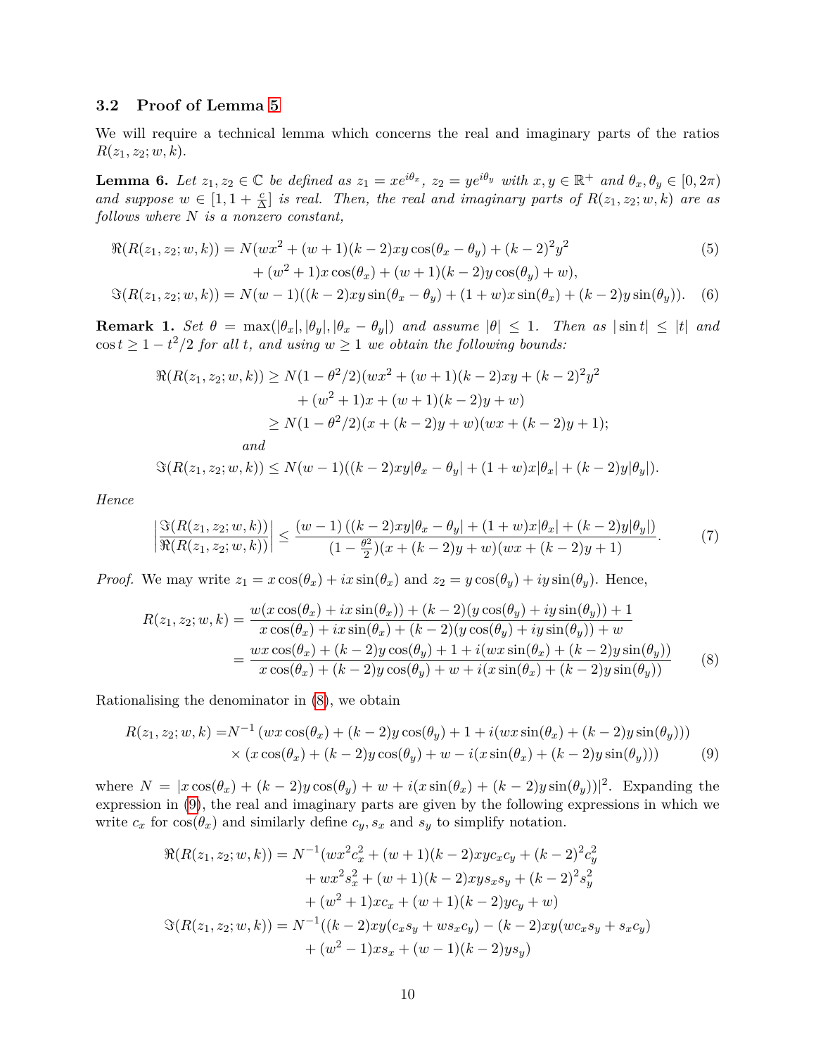### 3.2 Proof of Lemma 5

We will require a technical lemma which concerns the real and imaginary parts of the ratios $R(z_1, z_2; w, k)$.

**Lemma 6.** *Let $z_1, z_2 \in \mathbb{C}$ be defined as $z_1 = xe^{i\theta_x}$, $z_2 = ye^{i\theta_y}$ with $x, y \in \mathbb{R}^+$ and $\theta_x, \theta_y \in [0, 2\pi)$ and suppose $w \in [1, 1 + \frac{c}{\Delta}]$ is real. Then, the real and imaginary parts of $R(z_1, z_2; w, k)$ are as follows where $N$ is a nonzero constant,*

$$\Re(R(z_1, z_2; w, k)) = N(wx^2 + (w+1)(k-2)xy\cos(\theta_x - \theta_y) + (k-2)^2y^2 + (w^2+1)x\cos(\theta_x) + (w+1)(k-2)y\cos(\theta_y) + w), \tag{5}$$

$$\Im(R(z_1, z_2; w, k)) = N(w-1)((k-2)xy\sin(\theta_x - \theta_y) + (1+w)x\sin(\theta_x) + (k-2)y\sin(\theta_y)). \tag{6}$$

**Remark 1.** *Set $\theta = \max(|\theta_x|, |\theta_y|, |\theta_x - \theta_y|)$ and assume $|\theta| \le 1$. Then as $|\sin t| \le |t|$ and $\cos t \ge 1 - t^2/2$ for all $t$, and using $w \ge 1$ we obtain the following bounds:*

$$\begin{aligned}
\Re(R(z_1, z_2; w, k)) &\ge N(1 - \theta^2/2)(wx^2 + (w+1)(k-2)xy + (k-2)^2y^2 \\
&\quad + (w^2+1)x + (w+1)(k-2)y + w) \\
&\ge N(1 - \theta^2/2)(x + (k-2)y + w)(wx + (k-2)y + 1);
\end{aligned}$$

*and*

$$\Im(R(z_1, z_2; w, k)) \le N(w-1)((k-2)xy|\theta_x - \theta_y| + (1+w)x|\theta_x| + (k-2)y|\theta_y|).$$

*Hence*

$$\left|\frac{\Im(R(z_1, z_2; w, k))}{\Re(R(z_1, z_2; w, k))}\right| \le \frac{(w-1)\left((k-2)xy|\theta_x - \theta_y| + (1+w)x|\theta_x| + (k-2)y|\theta_y|\right)}{(1 - \frac{\theta^2}{2})(x + (k-2)y + w)(wx + (k-2)y + 1)}. \tag{7}$$

*Proof.* We may write $z_1 = x\cos(\theta_x) + ix\sin(\theta_x)$ and $z_2 = y\cos(\theta_y) + iy\sin(\theta_y)$. Hence,

$$\begin{aligned}
R(z_1, z_2; w, k) &= \frac{w(x\cos(\theta_x) + ix\sin(\theta_x)) + (k-2)(y\cos(\theta_y) + iy\sin(\theta_y)) + 1}{x\cos(\theta_x) + ix\sin(\theta_x) + (k-2)(y\cos(\theta_y) + iy\sin(\theta_y)) + w} \\
&= \frac{wx\cos(\theta_x) + (k-2)y\cos(\theta_y) + 1 + i(wx\sin(\theta_x) + (k-2)y\sin(\theta_y))}{x\cos(\theta_x) + (k-2)y\cos(\theta_y) + w + i(x\sin(\theta_x) + (k-2)y\sin(\theta_y))}
\end{aligned} \tag{8}$$

Rationalising the denominator in (8), we obtain

$$\begin{aligned}
R(z_1, z_2; w, k) =& N^{-1}\left(wx\cos(\theta_x) + (k-2)y\cos(\theta_y) + 1 + i(wx\sin(\theta_x) + (k-2)y\sin(\theta_y))\right) \\
&\times \left(x\cos(\theta_x) + (k-2)y\cos(\theta_y) + w - i(x\sin(\theta_x) + (k-2)y\sin(\theta_y))\right)
\end{aligned} \tag{9}$$

where $N = |x\cos(\theta_x) + (k-2)y\cos(\theta_y) + w + i(x\sin(\theta_x) + (k-2)y\sin(\theta_y))|^2$. Expanding the expression in (9), the real and imaginary parts are given by the following expressions in which we write $c_x$ for $\cos(\theta_x)$ and similarly define $c_y$, $s_x$ and $s_y$ to simplify notation.

$$\begin{aligned}
\Re(R(z_1, z_2; w, k)) = N^{-1}(&wx^2c_x^2 + (w+1)(k-2)xyc_xc_y + (k-2)^2c_y^2 \\
&+ wx^2s_x^2 + (w+1)(k-2)xys_xs_y + (k-2)^2s_y^2 \\
&+ (w^2+1)xc_x + (w+1)(k-2)yc_y + w) \\
\Im(R(z_1, z_2; w, k)) = N^{-1}(&(k-2)xy(c_xs_y + ws_xc_y) - (k-2)xy(wc_xs_y + s_xc_y) \\
&+ (w^2-1)xs_x + (w-1)(k-2)ys_y)
\end{aligned}$$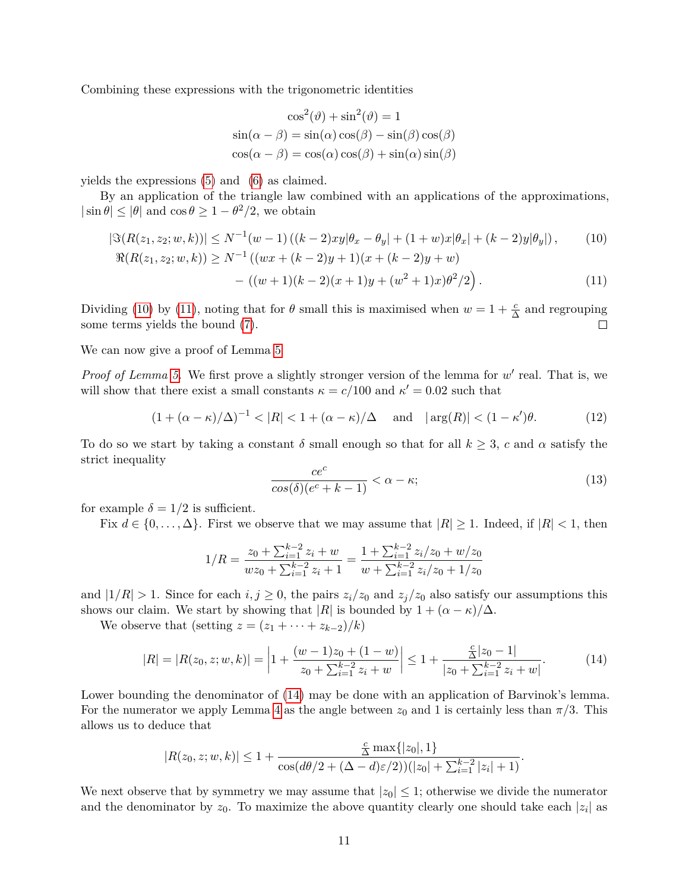Combining these expressions with the trigonometric identities

$$\cos^2(\vartheta) + \sin^2(\vartheta) = 1$$
$$\sin(\alpha - \beta) = \sin(\alpha)\cos(\beta) - \sin(\beta)\cos(\beta)$$
$$\cos(\alpha - \beta) = \cos(\alpha)\cos(\beta) + \sin(\alpha)\sin(\beta)$$

yields the expressions (5) and (6) as claimed.

By an application of the triangle law combined with an applications of the approximations, $|\sin\theta| \le |\theta|$ and $\cos\theta \ge 1 - \theta^2/2$, we obtain

$$|\Im(R(z_1, z_2; w, k))| \le N^{-1}(w-1)\left((k-2)xy|\theta_x - \theta_y| + (1+w)x|\theta_x| + (k-2)y|\theta_y|\right), \tag{10}$$
$$\Re(R(z_1, z_2; w, k)) \ge N^{-1}\Big((wx + (k-2)y + 1)(x + (k-2)y + w) - ((w+1)(k-2)(x+1)y + (w^2+1)x)\theta^2/2\Big). \tag{11}$$

Dividing (10) by (11), noting that for $\theta$ small this is maximised when $w = 1 + \frac{c}{\Delta}$ and regrouping some terms yields the bound (7). □

We can now give a proof of Lemma 5

*Proof of Lemma 5.* We first prove a slightly stronger version of the lemma for $w'$ real. That is, we will show that there exist a small constants $\kappa = c/100$ and $\kappa' = 0.02$ such that

$$(1 + (\alpha - \kappa)/\Delta)^{-1} < |R| < 1 + (\alpha - \kappa)/\Delta \quad \text{ and } \quad |\arg(R)| < (1 - \kappa')\theta. \tag{12}$$

To do so we start by taking a constant $\delta$ small enough so that for all $k \ge 3$, $c$ and $\alpha$ satisfy the strict inequality

$$\frac{ce^c}{cos(\delta)(e^c + k - 1)} < \alpha - \kappa; \tag{13}$$

for example $\delta = 1/2$ is sufficient.

Fix $d \in \{0, \dots, \Delta\}$. First we observe that we may assume that $|R| \ge 1$. Indeed, if $|R| < 1$, then

$$1/R = \frac{z_0 + \sum_{i=1}^{k-2} z_i + w}{wz_0 + \sum_{i=1}^{k-2} z_i + 1} = \frac{1 + \sum_{i=1}^{k-2} z_i/z_0 + w/z_0}{w + \sum_{i=1}^{k-2} z_i/z_0 + 1/z_0}$$

and $|1/R| > 1$. Since for each $i, j \ge 0$, the pairs $z_i/z_0$ and $z_j/z_0$ also satisfy our assumptions this shows our claim. We start by showing that $|R|$ is bounded by $1 + (\alpha - \kappa)/\Delta$.

We observe that (setting $z = (z_1 + \cdots + z_{k-2})/k$)

$$|R| = |R(z_0, z; w, k)| = \left|1 + \frac{(w-1)z_0 + (1-w)}{z_0 + \sum_{i=1}^{k-2} z_i + w}\right| \le 1 + \frac{\frac{c}{\Delta}|z_0 - 1|}{|z_0 + \sum_{i=1}^{k-2} z_i + w|}. \tag{14}$$

Lower bounding the denominator of (14) may be done with an application of Barvinok's lemma. For the numerator we apply Lemma 4 as the angle between $z_0$ and 1 is certainly less than $\pi/3$. This allows us to deduce that

$$|R(z_0, z; w, k)| \le 1 + \frac{\frac{c}{\Delta}\max\{|z_0|, 1\}}{\cos(d\theta/2 + (\Delta - d)\varepsilon/2))(|z_0| + \sum_{i=1}^{k-2}|z_i| + 1)}.$$

We next observe that by symmetry we may assume that $|z_0| \le 1$; otherwise we divide the numerator and the denominator by $z_0$. To maximize the above quantity clearly one should take each $|z_i|$ as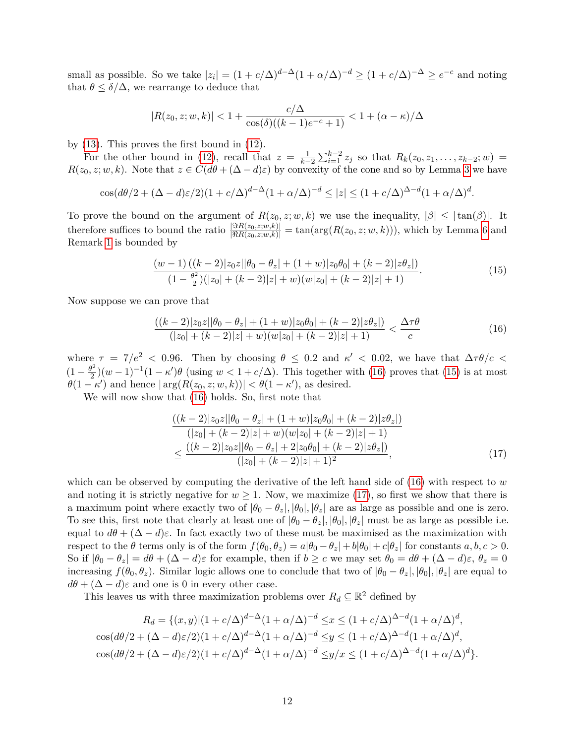small as possible. So we take $|z_i| = (1+c/\Delta)^{d-\Delta}(1+\alpha/\Delta)^{-d} \geq (1+c/\Delta)^{-\Delta} \geq e^{-c}$ and noting that $\theta \leq \delta/\Delta$, we rearrange to deduce that

$$|R(z_0, z; w, k)| < 1 + \frac{c/\Delta}{\cos(\delta)((k-1)e^{-c}+1)} < 1 + (\alpha - \kappa)/\Delta$$

by (13). This proves the first bound in (12).

For the other bound in (12), recall that $z = \frac{1}{k-2}\sum_{i=1}^{k-2} z_j$ so that $R_k(z_0, z_1, \ldots, z_{k-2}; w) = R(z_0, z; w, k)$. Note that $z \in C(d\theta + (\Delta - d)\varepsilon)$ by convexity of the cone and so by Lemma 3 we have

$$\cos(d\theta/2 + (\Delta - d)\varepsilon/2)(1+c/\Delta)^{d-\Delta}(1+\alpha/\Delta)^{-d} \leq |z| \leq (1+c/\Delta)^{\Delta-d}(1+\alpha/\Delta)^{d}.$$

To prove the bound on the argument of $R(z_0, z; w, k)$ we use the inequality, $|\beta| \leq |\tan(\beta)|$. It therefore suffices to bound the ratio $\frac{|\Im R(z_0,z;w,k)|}{|\Re R(z_0,z;w,k)|} = \tan(\arg(R(z_0, z; w, k)))$, which by Lemma 6 and Remark 1 is bounded by

$$\frac{(w-1)\left((k-2)|z_0 z||\theta_0 - \theta_z| + (1+w)|z_0\theta_0| + (k-2)|z\theta_z|\right)}{(1-\frac{\theta^2}{2})(|z_0| + (k-2)|z| + w)(w|z_0| + (k-2)|z| + 1)}. \tag{15}$$

Now suppose we can prove that

$$\frac{((k-2)|z_0 z||\theta_0 - \theta_z| + (1+w)|z_0\theta_0| + (k-2)|z\theta_z|)}{(|z_0| + (k-2)|z| + w)(w|z_0| + (k-2)|z| + 1)} < \frac{\Delta\tau\theta}{c} \tag{16}$$

where $\tau = 7/e^2 < 0.96$. Then by choosing $\theta \leq 0.2$ and $\kappa' < 0.02$, we have that $\Delta\tau\theta/c < (1-\frac{\theta^2}{2})(w-1)^{-1}(1-\kappa')\theta$ (using $w < 1 + c/\Delta$). This together with (16) proves that (15) is at most $\theta(1-\kappa')$ and hence $|\arg(R(z_0, z; w, k))| < \theta(1-\kappa')$, as desired.

We will now show that (16) holds. So, first note that

$$\begin{aligned}
&\frac{((k-2)|z_0 z||\theta_0 - \theta_z| + (1+w)|z_0\theta_0| + (k-2)|z\theta_z|)}{(|z_0| + (k-2)|z| + w)(w|z_0| + (k-2)|z| + 1)} \\
&\leq \frac{((k-2)|z_0 z||\theta_0 - \theta_z| + 2|z_0\theta_0| + (k-2)|z\theta_z|)}{(|z_0| + (k-2)|z| + 1)^2},
\end{aligned} \tag{17}$$

which can be observed by computing the derivative of the left hand side of (16) with respect to $w$ and noting it is strictly negative for $w \geq 1$. Now, we maximize (17), so first we show that there is a maximum point where exactly two of $|\theta_0 - \theta_z|, |\theta_0|, |\theta_z|$ are as large as possible and one is zero. To see this, first note that clearly at least one of $|\theta_0 - \theta_z|, |\theta_0|, |\theta_z|$ must be as large as possible i.e. equal to $d\theta + (\Delta - d)\varepsilon$. In fact exactly two of these must be maximised as the maximization with respect to the $\theta$ terms only is of the form $f(\theta_0, \theta_z) = a|\theta_0 - \theta_z| + b|\theta_0| + c|\theta_z|$ for constants $a, b, c > 0$. So if $|\theta_0 - \theta_z| = d\theta + (\Delta - d)\varepsilon$ for example, then if $b \geq c$ we may set $\theta_0 = d\theta + (\Delta - d)\varepsilon$, $\theta_z = 0$ increasing $f(\theta_0, \theta_z)$. Similar logic allows one to conclude that two of $|\theta_0 - \theta_z|, |\theta_0|, |\theta_z|$ are equal to $d\theta + (\Delta - d)\varepsilon$ and one is 0 in every other case.

This leaves us with three maximization problems over $R_d \subseteq \mathbb{R}^2$ defined by

$$\begin{aligned}
R_d = \{(x,y) | (1+c/\Delta)^{d-\Delta}(1+\alpha/\Delta)^{-d} &\leq x \leq (1+c/\Delta)^{\Delta-d}(1+\alpha/\Delta)^{d}, \\
\cos(d\theta/2 + (\Delta - d)\varepsilon/2)(1+c/\Delta)^{d-\Delta}(1+\alpha/\Delta)^{-d} &\leq y \leq (1+c/\Delta)^{\Delta-d}(1+\alpha/\Delta)^{d}, \\
\cos(d\theta/2 + (\Delta - d)\varepsilon/2)(1+c/\Delta)^{d-\Delta}(1+\alpha/\Delta)^{-d} &\leq y/x \leq (1+c/\Delta)^{\Delta-d}(1+\alpha/\Delta)^{d}\}.
\end{aligned}$$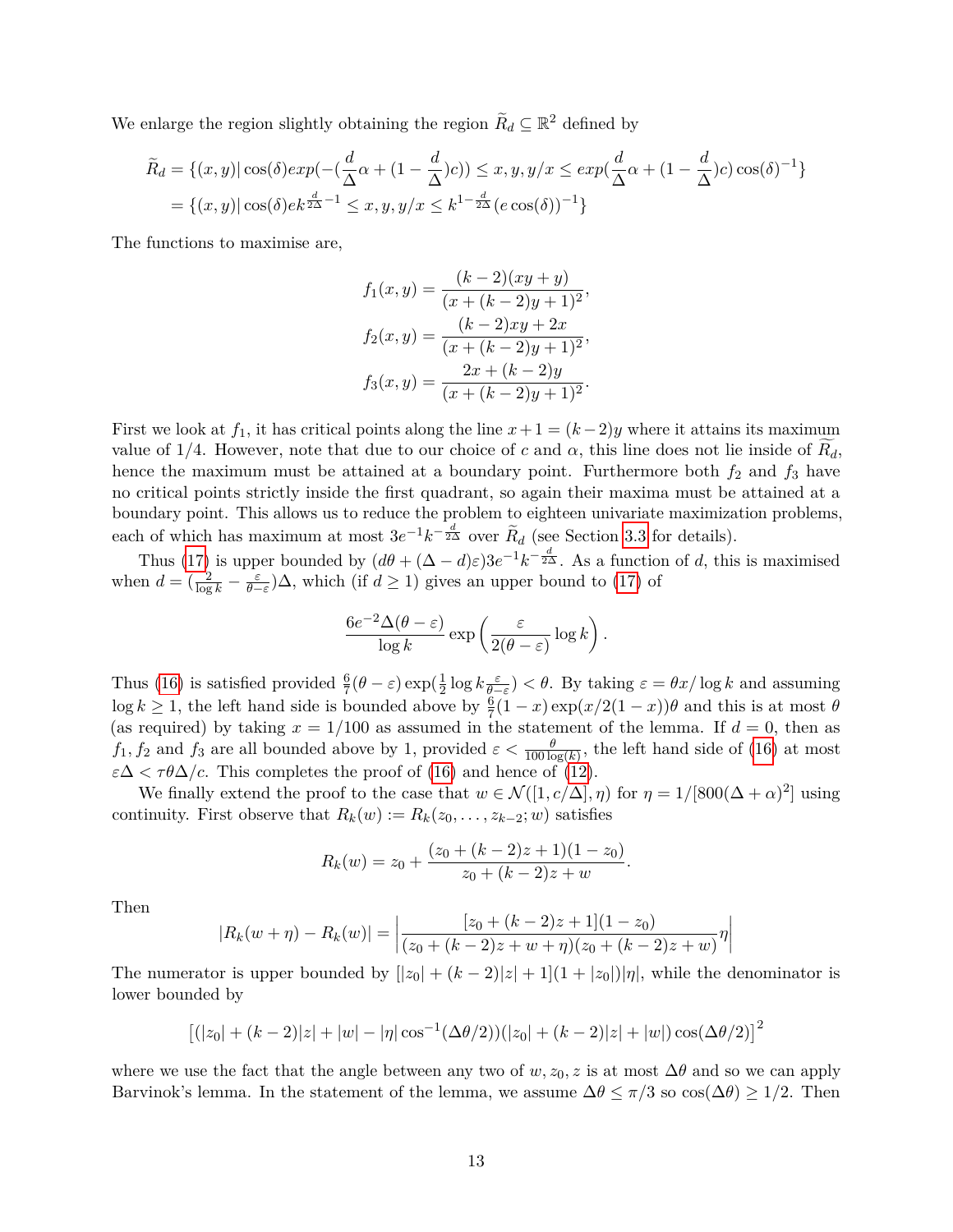We enlarge the region slightly obtaining the region $\widetilde{R}_d \subseteq \mathbb{R}^2$ defined by

$$
\begin{aligned}
\widetilde{R}_d &= \{(x,y) | \cos(\delta) exp(-(\frac{d}{\Delta}\alpha + (1-\frac{d}{\Delta})c)) \leq x, y, y/x \leq exp(\frac{d}{\Delta}\alpha + (1-\frac{d}{\Delta})c)\cos(\delta)^{-1}\} \\
&= \{(x,y) | \cos(\delta) e k^{\frac{d}{2\Delta}-1} \leq x, y, y/x \leq k^{1-\frac{d}{2\Delta}}(e\cos(\delta))^{-1}\}
\end{aligned}
$$

The functions to maximise are,

$$
\begin{aligned}
f_1(x,y) &= \frac{(k-2)(xy+y)}{(x+(k-2)y+1)^2}, \\
f_2(x,y) &= \frac{(k-2)xy+2x}{(x+(k-2)y+1)^2}, \\
f_3(x,y) &= \frac{2x+(k-2)y}{(x+(k-2)y+1)^2}.
\end{aligned}
$$

First we look at $f_1$, it has critical points along the line $x+1=(k-2)y$ where it attains its maximum value of $1/4$. However, note that due to our choice of $c$ and $\alpha$, this line does not lie inside of $\widetilde{R}_d$, hence the maximum must be attained at a boundary point. Furthermore both $f_2$ and $f_3$ have no critical points strictly inside the first quadrant, so again their maxima must be attained at a boundary point. This allows us to reduce the problem to eighteen univariate maximization problems, each of which has maximum at most $3e^{-1}k^{-\frac{d}{2\Delta}}$ over $\widetilde{R}_d$ (see Section 3.3 for details).

Thus (17) is upper bounded by $(d\theta + (\Delta-d)\varepsilon)3e^{-1}k^{-\frac{d}{2\Delta}}$. As a function of $d$, this is maximised when $d = (\frac{2}{\log k} - \frac{\varepsilon}{\theta-\varepsilon})\Delta$, which (if $d\geq 1$) gives an upper bound to (17) of

$$
\frac{6e^{-2}\Delta(\theta-\varepsilon)}{\log k}\exp\left(\frac{\varepsilon}{2(\theta-\varepsilon)}\log k\right).
$$

Thus (16) is satisfied provided $\frac{6}{7}(\theta-\varepsilon)\exp(\frac{1}{2}\log k\frac{\varepsilon}{\theta-\varepsilon}) < \theta$. By taking $\varepsilon = \theta x/\log k$ and assuming $\log k \geq 1$, the left hand side is bounded above by $\frac{6}{7}(1-x)\exp(x/2(1-x))\theta$ and this is at most $\theta$ (as required) by taking $x = 1/100$ as assumed in the statement of the lemma. If $d=0$, then as $f_1, f_2$ and $f_3$ are all bounded above by 1, provided $\varepsilon < \frac{\theta}{100\log(k)}$, the left hand side of (16) at most $\varepsilon\Delta < \tau\theta\Delta/c$. This completes the proof of (16) and hence of (12).

We finally extend the proof to the case that $w \in \mathcal{N}([1,c/\Delta],\eta)$ for $\eta = 1/[800(\Delta+\alpha)^2]$ using continuity. First observe that $R_k(w) := R_k(z_0,\ldots,z_{k-2};w)$ satisfies

$$
R_k(w) = z_0 + \frac{(z_0+(k-2)z+1)(1-z_0)}{z_0+(k-2)z+w}.
$$

Then

$$
|R_k(w+\eta) - R_k(w)| = \left|\frac{[z_0+(k-2)z+1](1-z_0)}{(z_0+(k-2)z+w+\eta)(z_0+(k-2)z+w)}\eta\right|
$$

The numerator is upper bounded by $[|z_0|+(k-2)|z|+1](1+|z_0|)|\eta|$, while the denominator is lower bounded by

$$
\left[(|z_0|+(k-2)|z|+|w|-|\eta|\cos^{-1}(\Delta\theta/2))(|z_0|+(k-2)|z|+|w|)\cos(\Delta\theta/2)\right]^2
$$

where we use the fact that the angle between any two of $w, z_0, z$ is at most $\Delta\theta$ and so we can apply Barvinok's lemma. In the statement of the lemma, we assume $\Delta\theta \leq \pi/3$ so $\cos(\Delta\theta) \geq 1/2$. Then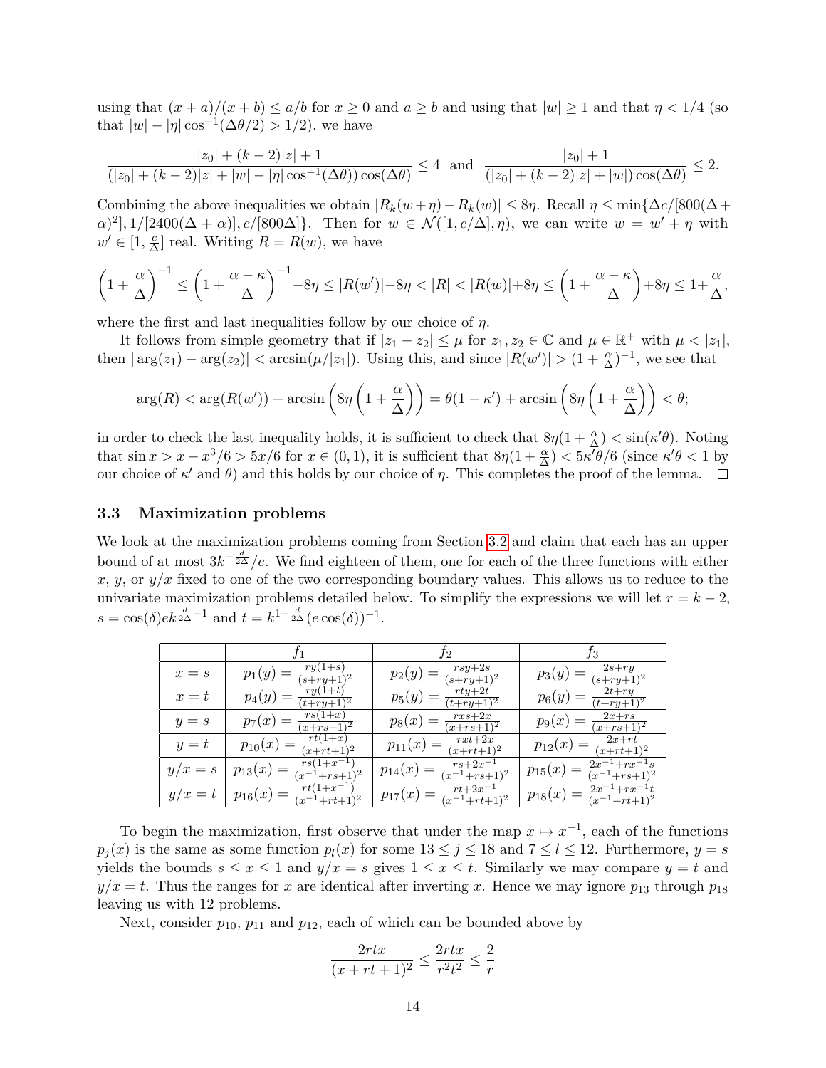using that $(x+a)/(x+b) \le a/b$ for $x \ge 0$ and $a \ge b$ and using that $|w| \ge 1$ and that $\eta < 1/4$ (so that $|w| - |\eta| \cos^{-1}(\Delta\theta/2) > 1/2$), we have

$$\frac{|z_0| + (k-2)|z| + 1}{(|z_0| + (k-2)|z| + |w| - |\eta| \cos^{-1}(\Delta\theta)) \cos(\Delta\theta)} \le 4 \text{ and } \frac{|z_0| + 1}{(|z_0| + (k-2)|z| + |w|) \cos(\Delta\theta)} \le 2.$$

Combining the above inequalities we obtain $|R_k(w+\eta) - R_k(w)| \le 8\eta$. Recall $\eta \le \min\{\Delta c/[800(\Delta + \alpha)^2], 1/[2400(\Delta+\alpha)], c/[800\Delta]\}$. Then for $w \in \mathcal{N}([1, c/\Delta], \eta)$, we can write $w = w' + \eta$ with $w' \in [1, \frac{c}{\Delta}]$ real. Writing $R = R(w)$, we have

$$\left(1 + \frac{\alpha}{\Delta}\right)^{-1} \le \left(1 + \frac{\alpha - \kappa}{\Delta}\right)^{-1} - 8\eta \le |R(w')| - 8\eta < |R| < |R(w)| + 8\eta \le \left(1 + \frac{\alpha-\kappa}{\Delta}\right) + 8\eta \le 1 + \frac{\alpha}{\Delta},$$

where the first and last inequalities follow by our choice of $\eta$.

It follows from simple geometry that if $|z_1 - z_2| \le \mu$ for $z_1, z_2 \in \mathbb{C}$ and $\mu \in \mathbb{R}^+$ with $\mu < |z_1|$, then $|\arg(z_1) - \arg(z_2)| < \arcsin(\mu/|z_1|)$. Using this, and since $|R(w')| > (1 + \frac{\alpha}{\Delta})^{-1}$, we see that

$$\arg(R) < \arg(R(w')) + \arcsin\left(8\eta\left(1 + \frac{\alpha}{\Delta}\right)\right) = \theta(1 - \kappa') + \arcsin\left(8\eta\left(1 + \frac{\alpha}{\Delta}\right)\right) < \theta;$$

in order to check the last inequality holds, it is sufficient to check that $8\eta(1 + \frac{\alpha}{\Delta}) < \sin(\kappa'\theta)$. Noting that $\sin x > x - x^3/6 > 5x/6$ for $x \in (0,1)$, it is sufficient that $8\eta(1 + \frac{\alpha}{\Delta}) < 5\kappa'\theta/6$ (since $\kappa'\theta < 1$ by our choice of $\kappa'$ and $\theta$) and this holds by our choice of $\eta$. This completes the proof of the lemma. $\square$

### 3.3 Maximization problems

We look at the maximization problems coming from Section 3.2 and claim that each has an upper bound of at most $3k^{-\frac{d}{2\Delta}}/e$. We find eighteen of them, one for each of the three functions with either $x$, $y$, or $y/x$ fixed to one of the two corresponding boundary values. This allows us to reduce to the univariate maximization problems detailed below. To simplify the expressions we will let $r = k-2$, $s = \cos(\delta) e k^{\frac{d}{2\Delta} - 1}$ and $t = k^{1 - \frac{d}{2\Delta}}(e\cos(\delta))^{-1}$.

| | $f_1$ | $f_2$ | $f_3$ |
|---|---|---|---|
| $x = s$ | $p_1(y) = \frac{ry(1+s)}{(s+ry+1)^2}$ | $p_2(y) = \frac{rsy+2s}{(s+ry+1)^2}$ | $p_3(y) = \frac{2s+ry}{(s+ry+1)^2}$ |
| $x = t$ | $p_4(y) = \frac{ry(1+t)}{(t+ry+1)^2}$ | $p_5(y) = \frac{rty+2t}{(t+ry+1)^2}$ | $p_6(y) = \frac{2t+ry}{(t+ry+1)^2}$ |
| $y = s$ | $p_7(x) = \frac{rs(1+x)}{(x+rs+1)^2}$ | $p_8(x) = \frac{rxs+2x}{(x+rs+1)^2}$ | $p_9(x) = \frac{2x+rs}{(x+rs+1)^2}$ |
| $y = t$ | $p_{10}(x) = \frac{rt(1+x)}{(x+rt+1)^2}$ | $p_{11}(x) = \frac{rxt+2x}{(x+rt+1)^2}$ | $p_{12}(x) = \frac{2x+rt}{(x+rt+1)^2}$ |
| $y/x = s$ | $p_{13}(x) = \frac{rs(1+x^{-1})}{(x^{-1}+rs+1)^2}$ | $p_{14}(x) = \frac{rs+2x^{-1}}{(x^{-1}+rs+1)^2}$ | $p_{15}(x) = \frac{2x^{-1}+rx^{-1}s}{(x^{-1}+rs+1)^2}$ |
| $y/x = t$ | $p_{16}(x) = \frac{rt(1+x^{-1})}{(x^{-1}+rt+1)^2}$ | $p_{17}(x) = \frac{rt+2x^{-1}}{(x^{-1}+rt+1)^2}$ | $p_{18}(x) = \frac{2x^{-1}+rx^{-1}t}{(x^{-1}+rt+1)^2}$ |

To begin the maximization, first observe that under the map $x \mapsto x^{-1}$, each of the functions $p_j(x)$ is the same as some function $p_l(x)$ for some $13 \le j \le 18$ and $7 \le l \le 12$. Furthermore, $y = s$ yields the bounds $s \le x \le 1$ and $y/x = s$ gives $1 \le x \le t$. Similarly we may compare $y = t$ and $y/x = t$. Thus the ranges for $x$ are identical after inverting $x$. Hence we may ignore $p_{13}$ through $p_{18}$ leaving us with 12 problems.

Next, consider $p_{10}$, $p_{11}$ and $p_{12}$, each of which can be bounded above by

$$\frac{2rtx}{(x+rt+1)^2} \le \frac{2rtx}{r^2t^2} \le \frac{2}{r}$$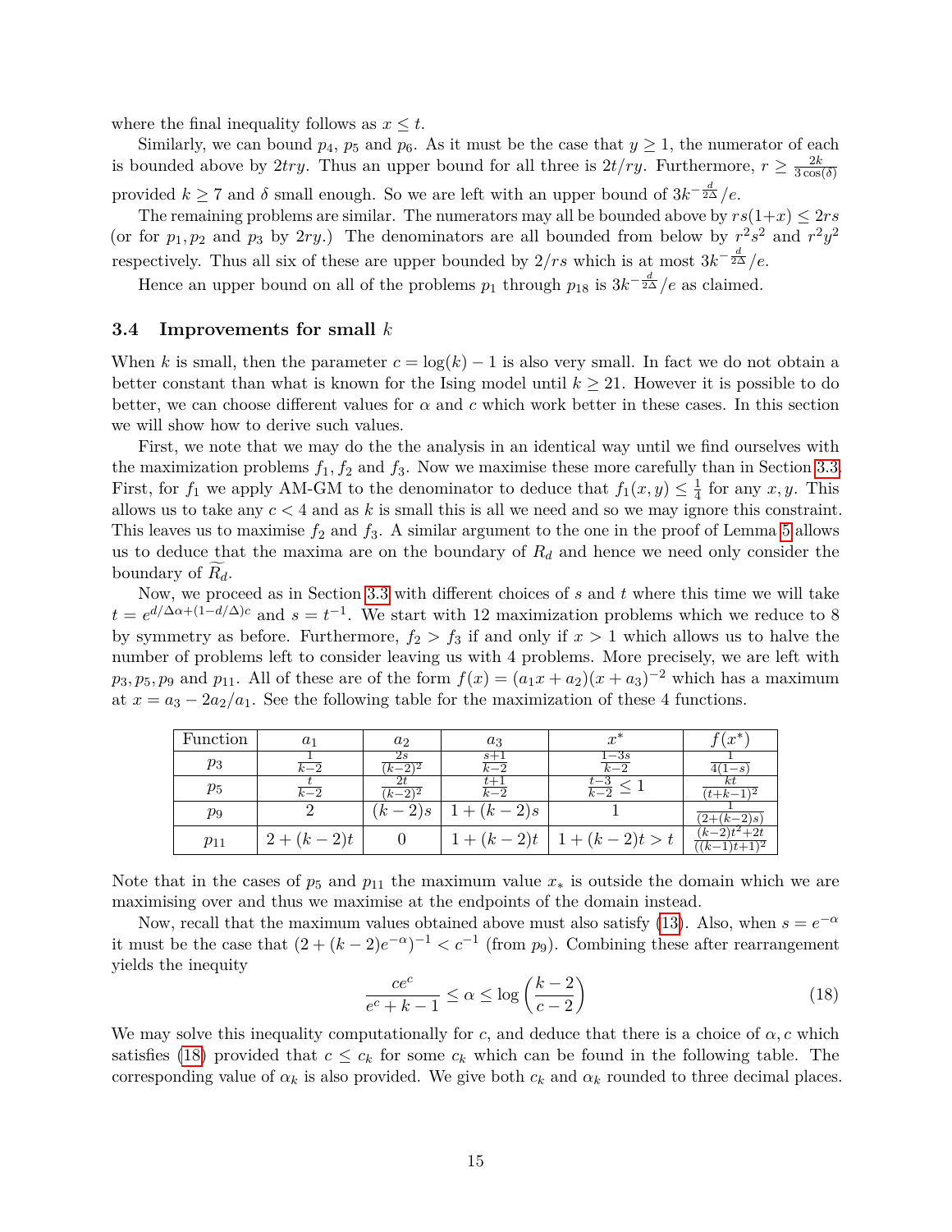where the final inequality follows as $x \leq t$.

Similarly, we can bound $p_4$, $p_5$ and $p_6$. As it must be the case that $y \geq 1$, the numerator of each is bounded above by $2try$. Thus an upper bound for all three is $2t/ry$. Furthermore, $r \geq \frac{2k}{3\cos(\delta)}$ provided $k \geq 7$ and $\delta$ small enough. So we are left with an upper bound of $3k^{-\frac{d}{2\Delta}}/e$.

The remaining problems are similar. The numerators may all be bounded above by $rs(1+x) \leq 2rs$ (or for $p_1, p_2$ and $p_3$ by $2ry$.) The denominators are all bounded from below by $r^2s^2$ and $r^2y^2$ respectively. Thus all six of these are upper bounded by $2/rs$ which is at most $3k^{-\frac{d}{2\Delta}}/e$.

Hence an upper bound on all of the problems $p_1$ through $p_{18}$ is $3k^{-\frac{d}{2\Delta}}/e$ as claimed.

### 3.4 Improvements for small $k$

When $k$ is small, then the parameter $c = \log(k) - 1$ is also very small. In fact we do not obtain a better constant than what is known for the Ising model until $k \geq 21$. However it is possible to do better, we can choose different values for $\alpha$ and $c$ which work better in these cases. In this section we will show how to derive such values.

First, we note that we may do the the analysis in an identical way until we find ourselves with the maximization problems $f_1, f_2$ and $f_3$. Now we maximise these more carefully than in Section 3.3. First, for $f_1$ we apply AM-GM to the denominator to deduce that $f_1(x, y) \leq \frac{1}{4}$ for any $x, y$. This allows us to take any $c < 4$ and as $k$ is small this is all we need and so we may ignore this constraint. This leaves us to maximise $f_2$ and $f_3$. A similar argument to the one in the proof of Lemma 5 allows us to deduce that the maxima are on the boundary of $R_d$ and hence we need only consider the boundary of $\widetilde{R}_d$.

Now, we proceed as in Section 3.3 with different choices of $s$ and $t$ where this time we will take $t = e^{d/\Delta\alpha + (1-d/\Delta)c}$ and $s = t^{-1}$. We start with 12 maximization problems which we reduce to 8 by symmetry as before. Furthermore, $f_2 > f_3$ if and only if $x > 1$ which allows us to halve the number of problems left to consider leaving us with 4 problems. More precisely, we are left with $p_3, p_5, p_9$ and $p_{11}$. All of these are of the form $f(x) = (a_1 x + a_2)(x + a_3)^{-2}$ which has a maximum at $x = a_3 - 2a_2/a_1$. See the following table for the maximization of these 4 functions.

| Function | $a_1$ | $a_2$ | $a_3$ | $x^*$ | $f(x^*)$ |
|---|---|---|---|---|---|
| $p_3$ | $\frac{1}{k-2}$ | $\frac{2s}{(k-2)^2}$ | $\frac{s+1}{k-2}$ | $\frac{1-3s}{k-2}$ | $\frac{1}{4(1-s)}$ |
| $p_5$ | $\frac{t}{k-2}$ | $\frac{2t}{(k-2)^2}$ | $\frac{t+1}{k-2}$ | $\frac{t-3}{k-2} \leq 1$ | $\frac{kt}{(t+k-1)^2}$ |
| $p_9$ | $2$ | $(k-2)s$ | $1 + (k-2)s$ | $1$ | $\frac{1}{(2+(k-2)s)}$ |
| $p_{11}$ | $2 + (k-2)t$ | $0$ | $1 + (k-2)t$ | $1 + (k-2)t > t$ | $\frac{(k-2)t^2+2t}{((k-1)t+1)^2}$ |

Note that in the cases of $p_5$ and $p_{11}$ the maximum value $x_*$ is outside the domain which we are maximising over and thus we maximise at the endpoints of the domain instead.

Now, recall that the maximum values obtained above must also satisfy (13). Also, when $s = e^{-\alpha}$ it must be the case that $(2 + (k-2)e^{-\alpha})^{-1} < c^{-1}$ (from $p_9$). Combining these after rearrangement yields the inequity

$$\frac{ce^c}{e^c + k - 1} \leq \alpha \leq \log\left(\frac{k-2}{c-2}\right) \tag{18}$$

We may solve this inequality computationally for $c$, and deduce that there is a choice of $\alpha, c$ which satisfies (18) provided that $c \leq c_k$ for some $c_k$ which can be found in the following table. The corresponding value of $\alpha_k$ is also provided. We give both $c_k$ and $\alpha_k$ rounded to three decimal places.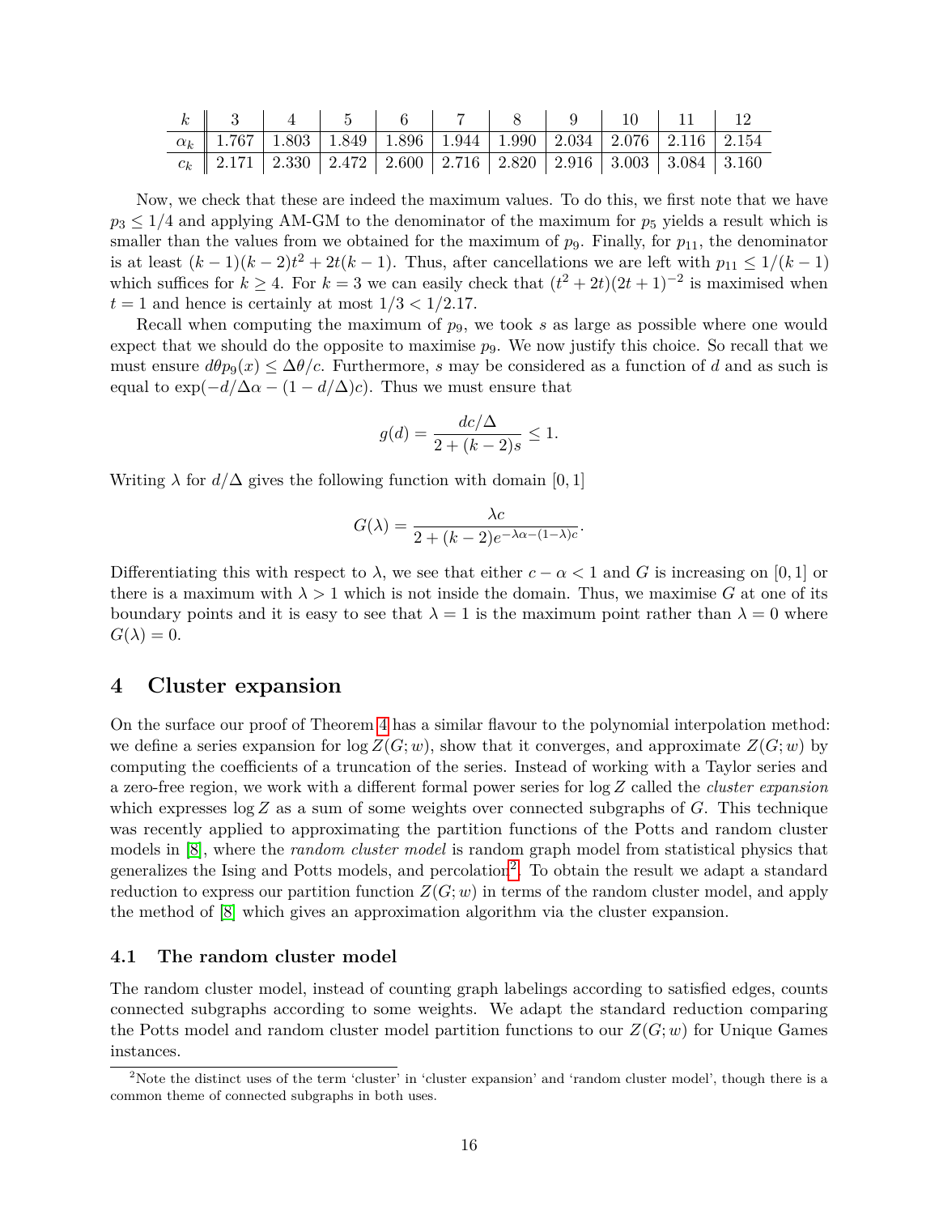| $k$ | 3 | 4 | 5 | 6 | 7 | 8 | 9 | 10 | 11 | 12 |
|---|---|---|---|---|---|---|---|---|---|---|
| $\alpha_k$ | 1.767 | 1.803 | 1.849 | 1.896 | 1.944 | 1.990 | 2.034 | 2.076 | 2.116 | 2.154 |
| $c_k$ | 2.171 | 2.330 | 2.472 | 2.600 | 2.716 | 2.820 | 2.916 | 3.003 | 3.084 | 3.160 |

Now, we check that these are indeed the maximum values. To do this, we first note that we have $p_3 \le 1/4$ and applying AM-GM to the denominator of the maximum for $p_5$ yields a result which is smaller than the values from we obtained for the maximum of $p_9$. Finally, for $p_{11}$, the denominator is at least $(k-1)(k-2)t^2 + 2t(k-1)$. Thus, after cancellations we are left with $p_{11} \le 1/(k-1)$ which suffices for $k \ge 4$. For $k = 3$ we can easily check that $(t^2 + 2t)(2t+1)^{-2}$ is maximised when $t = 1$ and hence is certainly at most $1/3 < 1/2.17$.

Recall when computing the maximum of $p_9$, we took $s$ as large as possible where one would expect that we should do the opposite to maximise $p_9$. We now justify this choice. So recall that we must ensure $d\theta p_9(x) \le \Delta\theta/c$. Furthermore, $s$ may be considered as a function of $d$ and as such is equal to $\exp(-d/\Delta\alpha - (1 - d/\Delta)c)$. Thus we must ensure that

$$g(d) = \frac{dc/\Delta}{2 + (k-2)s} \le 1.$$

Writing $\lambda$ for $d/\Delta$ gives the following function with domain $[0, 1]$

$$G(\lambda) = \frac{\lambda c}{2 + (k-2)e^{-\lambda\alpha - (1-\lambda)c}}.$$

Differentiating this with respect to $\lambda$, we see that either $c - \alpha < 1$ and $G$ is increasing on $[0, 1]$ or there is a maximum with $\lambda > 1$ which is not inside the domain. Thus, we maximise $G$ at one of its boundary points and it is easy to see that $\lambda = 1$ is the maximum point rather than $\lambda = 0$ where $G(\lambda) = 0$.

# 4 Cluster expansion

On the surface our proof of Theorem 4 has a similar flavour to the polynomial interpolation method: we define a series expansion for $\log Z(G; w)$, show that it converges, and approximate $Z(G; w)$ by computing the coefficients of a truncation of the series. Instead of working with a Taylor series and a zero-free region, we work with a different formal power series for $\log Z$ called the *cluster expansion* which expresses $\log Z$ as a sum of some weights over connected subgraphs of $G$. This technique was recently applied to approximating the partition functions of the Potts and random cluster models in [8], where the *random cluster model* is random graph model from statistical physics that generalizes the Ising and Potts models, and percolation[2]. To obtain the result we adapt a standard reduction to express our partition function $Z(G; w)$ in terms of the random cluster model, and apply the method of [8] which gives an approximation algorithm via the cluster expansion.

## 4.1 The random cluster model

The random cluster model, instead of counting graph labelings according to satisfied edges, counts connected subgraphs according to some weights. We adapt the standard reduction comparing the Potts model and random cluster model partition functions to our $Z(G; w)$ for Unique Games instances.

[2] Note the distinct uses of the term 'cluster' in 'cluster expansion' and 'random cluster model', though there is a common theme of connected subgraphs in both uses.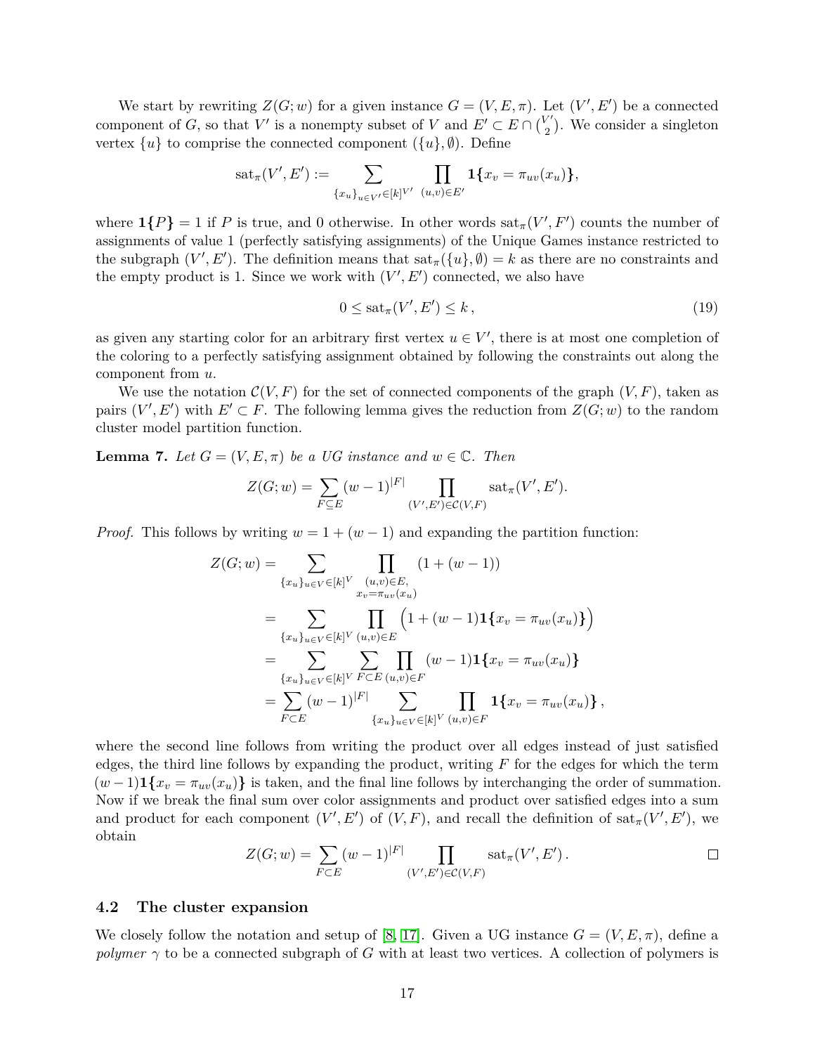We start by rewriting $Z(G;w)$ for a given instance $G = (V, E, \pi)$. Let $(V', E')$ be a connected component of $G$, so that $V'$ is a nonempty subset of $V$ and $E' \subset E \cap \binom{V'}{2}$. We consider a singleton vertex $\{u\}$ to comprise the connected component $(\{u\}, \emptyset)$. Define

$$\mathrm{sat}_\pi(V', E') := \sum_{\{x_u\}_{u\in V'} \in [k]^{V'}} \prod_{(u,v)\in E'} \mathbf{1}\{x_v = \pi_{uv}(x_u)\},$$

where $\mathbf{1}\{P\} = 1$ if $P$ is true, and 0 otherwise. In other words $\mathrm{sat}_\pi(V', F')$ counts the number of assignments of value 1 (perfectly satisfying assignments) of the Unique Games instance restricted to the subgraph $(V', E')$. The definition means that $\mathrm{sat}_\pi(\{u\}, \emptyset) = k$ as there are no constraints and the empty product is 1. Since we work with $(V', E')$ connected, we also have

$$0 \le \mathrm{sat}_\pi(V', E') \le k\,, \tag{19}$$

as given any starting color for an arbitrary first vertex $u \in V'$, there is at most one completion of the coloring to a perfectly satisfying assignment obtained by following the constraints out along the component from $u$.

We use the notation $\mathcal{C}(V, F)$ for the set of connected components of the graph $(V, F)$, taken as pairs $(V', E')$ with $E' \subset F$. The following lemma gives the reduction from $Z(G;w)$ to the random cluster model partition function.

**Lemma 7.** *Let $G = (V, E, \pi)$ be a UG instance and $w \in \mathbb{C}$. Then*

$$Z(G;w) = \sum_{F\subseteq E} (w-1)^{|F|} \prod_{(V',E')\in\mathcal{C}(V,F)} \mathrm{sat}_\pi(V', E').$$

*Proof.* This follows by writing $w = 1 + (w-1)$ and expanding the partition function:

$$\begin{aligned}
Z(G;w) &= \sum_{\{x_u\}_{u\in V}\in[k]^V} \prod_{\substack{(u,v)\in E,\\ x_v=\pi_{uv}(x_u)}} (1 + (w-1)) \\
&= \sum_{\{x_u\}_{u\in V}\in[k]^V} \prod_{(u,v)\in E} \Big(1 + (w-1)\mathbf{1}\{x_v = \pi_{uv}(x_u)\}\Big) \\
&= \sum_{\{x_u\}_{u\in V}\in[k]^V} \sum_{F\subset E} \prod_{(u,v)\in F} (w-1)\mathbf{1}\{x_v = \pi_{uv}(x_u)\} \\
&= \sum_{F\subset E} (w-1)^{|F|} \sum_{\{x_u\}_{u\in V}\in[k]^V} \prod_{(u,v)\in F} \mathbf{1}\{x_v = \pi_{uv}(x_u)\}\,,
\end{aligned}$$

where the second line follows from writing the product over all edges instead of just satisfied edges, the third line follows by expanding the product, writing $F$ for the edges for which the term $(w-1)\mathbf{1}\{x_v = \pi_{uv}(x_u)\}$ is taken, and the final line follows by interchanging the order of summation. Now if we break the final sum over color assignments and product over satisfied edges into a sum and product for each component $(V', E')$ of $(V, F)$, and recall the definition of $\mathrm{sat}_\pi(V', E')$, we obtain

$$Z(G;w) = \sum_{F\subset E} (w-1)^{|F|} \prod_{(V',E')\in\mathcal{C}(V,F)} \mathrm{sat}_\pi(V', E')\,. \qquad \square$$

### 4.2 The cluster expansion

We closely follow the notation and setup of [8, 17]. Given a UG instance $G = (V, E, \pi)$, define a *polymer* $\gamma$ to be a connected subgraph of $G$ with at least two vertices. A collection of polymers is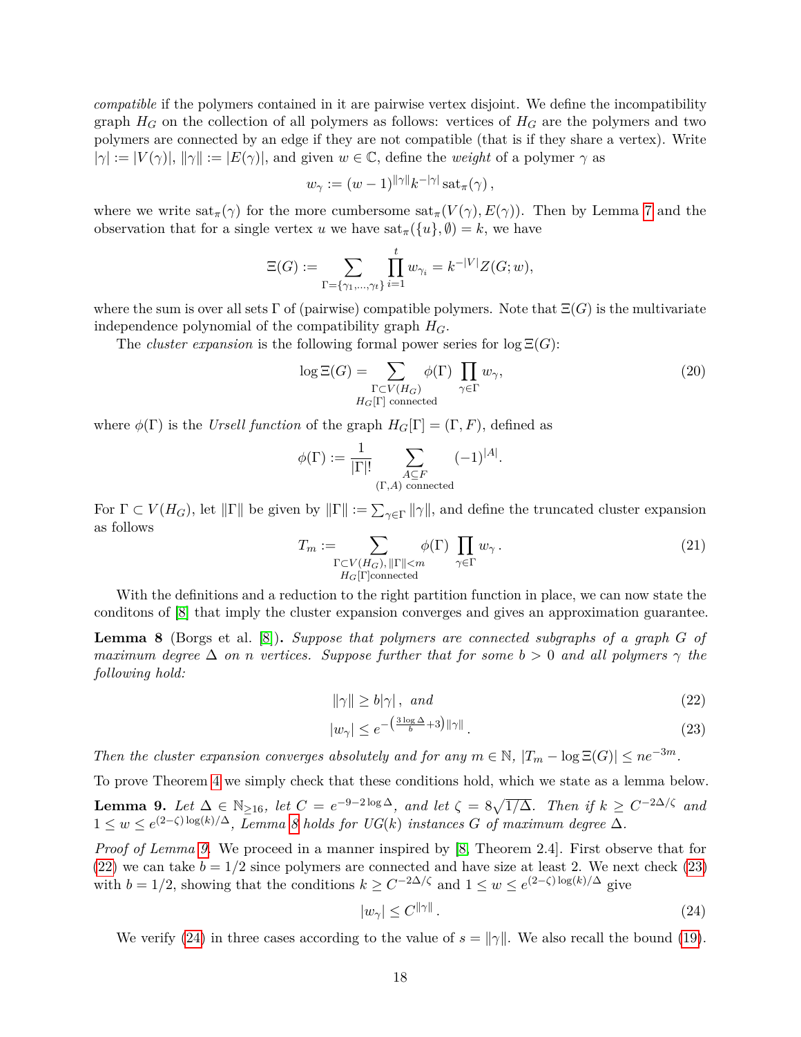*compatible* if the polymers contained in it are pairwise vertex disjoint. We define the incompatibility graph $H_G$ on the collection of all polymers as follows: vertices of $H_G$ are the polymers and two polymers are connected by an edge if they are not compatible (that is if they share a vertex). Write $|\gamma| := |V(\gamma)|$, $\|\gamma\| := |E(\gamma)|$, and given $w \in \mathbb{C}$, define the *weight* of a polymer $\gamma$ as

$$w_\gamma := (w-1)^{\|\gamma\|} k^{-|\gamma|} \operatorname{sat}_\pi(\gamma)\,,$$

where we write $\operatorname{sat}_\pi(\gamma)$ for the more cumbersome $\operatorname{sat}_\pi(V(\gamma), E(\gamma))$. Then by Lemma 7 and the observation that for a single vertex $u$ we have $\operatorname{sat}_\pi(\{u\}, \emptyset) = k$, we have

$$\Xi(G) := \sum_{\Gamma = \{\gamma_1, \ldots, \gamma_t\}} \prod_{i=1}^{t} w_{\gamma_i} = k^{-|V|} Z(G; w),$$

where the sum is over all sets $\Gamma$ of (pairwise) compatible polymers. Note that $\Xi(G)$ is the multivariate independence polynomial of the compatibility graph $H_G$.

The *cluster expansion* is the following formal power series for $\log \Xi(G)$:

$$\log \Xi(G) = \sum_{\substack{\Gamma \subset V(H_G) \\ H_G[\Gamma] \text{ connected}}} \phi(\Gamma) \prod_{\gamma \in \Gamma} w_\gamma, \tag{20}$$

where $\phi(\Gamma)$ is the *Ursell function* of the graph $H_G[\Gamma] = (\Gamma, F)$, defined as

$$\phi(\Gamma) := \frac{1}{|\Gamma|!} \sum_{\substack{A \subseteq F \\ (\Gamma, A) \text{ connected}}} (-1)^{|A|}.$$

For $\Gamma \subset V(H_G)$, let $\|\Gamma\|$ be given by $\|\Gamma\| := \sum_{\gamma \in \Gamma} \|\gamma\|$, and define the truncated cluster expansion as follows

$$T_m := \sum_{\substack{\Gamma \subset V(H_G), \|\Gamma\| < m \\ H_G[\Gamma] \text{connected}}} \phi(\Gamma) \prod_{\gamma \in \Gamma} w_\gamma\,. \tag{21}$$

With the definitions and a reduction to the right partition function in place, we can now state the conditons of [8] that imply the cluster expansion converges and gives an approximation guarantee.

**Lemma 8** (Borgs et al. [8]). *Suppose that polymers are connected subgraphs of a graph $G$ of maximum degree $\Delta$ on $n$ vertices. Suppose further that for some $b > 0$ and all polymers $\gamma$ the following hold:*

$$\|\gamma\| \ge b|\gamma|\,, \text{ and} \tag{22}$$

$$|w_\gamma| \le e^{-\left(\frac{3\log\Delta}{b} + 3\right)\|\gamma\|}\,. \tag{23}$$

*Then the cluster expansion converges absolutely and for any $m \in \mathbb{N}$, $|T_m - \log \Xi(G)| \le n e^{-3m}$.*

To prove Theorem 4 we simply check that these conditions hold, which we state as a lemma below.

**Lemma 9.** *Let $\Delta \in \mathbb{N}_{\ge 16}$, let $C = e^{-9-2\log\Delta}$, and let $\zeta = 8\sqrt{1/\Delta}$. Then if $k \ge C^{-2\Delta/\zeta}$ and $1 \le w \le e^{(2-\zeta)\log(k)/\Delta}$, Lemma 8 holds for $UG(k)$ instances $G$ of maximum degree $\Delta$.*

*Proof of Lemma 9.* We proceed in a manner inspired by [8, Theorem 2.4]. First observe that for (22) we can take $b = 1/2$ since polymers are connected and have size at least 2. We next check (23) with $b = 1/2$, showing that the conditions $k \ge C^{-2\Delta/\zeta}$ and $1 \le w \le e^{(2-\zeta)\log(k)/\Delta}$ give

$$|w_\gamma| \le C^{\|\gamma\|}\,. \tag{24}$$

We verify (24) in three cases according to the value of $s = \|\gamma\|$. We also recall the bound (19).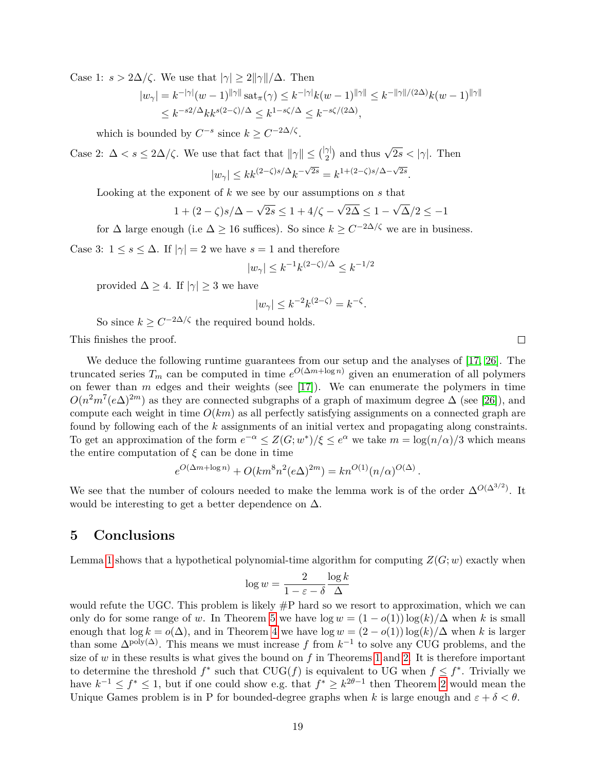Case 1: $s > 2\Delta/\zeta$. We use that $|\gamma| \geq 2\|\gamma\|/\Delta$. Then

$$|w_\gamma| = k^{-|\gamma|}(w-1)^{\|\gamma\|}\operatorname{sat}_\pi(\gamma) \leq k^{-|\gamma|}k(w-1)^{\|\gamma\|} \leq k^{-\|\gamma\|/(2\Delta)}k(w-1)^{\|\gamma\|}$$
$$\leq k^{-s2/\Delta}kk^{s(2-\zeta)/\Delta} \leq k^{1-s\zeta/\Delta} \leq k^{-s\zeta/(2\Delta)},$$

which is bounded by $C^{-s}$ since $k \geq C^{-2\Delta/\zeta}$.

Case 2: $\Delta < s \leq 2\Delta/\zeta$. We use that fact that $\|\gamma\| \leq \binom{|\gamma|}{2}$ and thus $\sqrt{2s} < |\gamma|$. Then

$$|w_\gamma| \leq kk^{(2-\zeta)s/\Delta}k^{-\sqrt{2s}} = k^{1+(2-\zeta)s/\Delta-\sqrt{2s}}.$$

Looking at the exponent of $k$ we see by our assumptions on $s$ that

$$1 + (2-\zeta)s/\Delta - \sqrt{2s} \leq 1 + 4/\zeta - \sqrt{2\Delta} \leq 1 - \sqrt{\Delta}/2 \leq -1$$

for $\Delta$ large enough (i.e $\Delta \geq 16$ suffices). So since $k \geq C^{-2\Delta/\zeta}$ we are in business.

Case 3: $1 \leq s \leq \Delta$. If $|\gamma| = 2$ we have $s = 1$ and therefore

$$|w_\gamma| \leq k^{-1}k^{(2-\zeta)/\Delta} \leq k^{-1/2}$$

provided $\Delta \geq 4$. If $|\gamma| \geq 3$ we have

$$|w_\gamma| \leq k^{-2}k^{(2-\zeta)} = k^{-\zeta}.$$

So since $k \geq C^{-2\Delta/\zeta}$ the required bound holds.

This finishes the proof. ◻

We deduce the following runtime guarantees from our setup and the analyses of [17, 26]. The truncated series $T_m$ can be computed in time $e^{O(\Delta m + \log n)}$ given an enumeration of all polymers on fewer than $m$ edges and their weights (see [17]). We can enumerate the polymers in time $O(n^2m^7(e\Delta)^{2m})$ as they are connected subgraphs of a graph of maximum degree $\Delta$ (see [26]), and compute each weight in time $O(km)$ as all perfectly satisfying assignments on a connected graph are found by following each of the $k$ assignments of an initial vertex and propagating along constraints. To get an approximation of the form $e^{-\alpha} \leq Z(G; w^*)/\xi \leq e^{\alpha}$ we take $m = \log(n/\alpha)/3$ which means the entire computation of $\xi$ can be done in time

$$e^{O(\Delta m + \log n)} + O(km^8n^2(e\Delta)^{2m}) = kn^{O(1)}(n/\alpha)^{O(\Delta)}.$$

We see that the number of colours needed to make the lemma work is of the order $\Delta^{O(\Delta^{3/2})}$. It would be interesting to get a better dependence on $\Delta$.

## 5 Conclusions

Lemma 1 shows that a hypothetical polynomial-time algorithm for computing $Z(G; w)$ exactly when

$$\log w = \frac{2}{1-\varepsilon-\delta}\frac{\log k}{\Delta}$$

would refute the UGC. This problem is likely #P hard so we resort to approximation, which we can only do for some range of $w$. In Theorem 5 we have $\log w = (1-o(1))\log(k)/\Delta$ when $k$ is small enough that $\log k = o(\Delta)$, and in Theorem 4 we have $\log w = (2-o(1))\log(k)/\Delta$ when $k$ is larger than some $\Delta^{\text{poly}(\Delta)}$. This means we must increase $f$ from $k^{-1}$ to solve any CUG problems, and the size of $w$ in these results is what gives the bound on $f$ in Theorems 1 and 2. It is therefore important to determine the threshold $f^*$ such that CUG($f$) is equivalent to UG when $f \leq f^*$. Trivially we have $k^{-1} \leq f^* \leq 1$, but if one could show e.g. that $f^* \geq k^{2\theta-1}$ then Theorem 2 would mean the Unique Games problem is in P for bounded-degree graphs when $k$ is large enough and $\varepsilon + \delta < \theta$.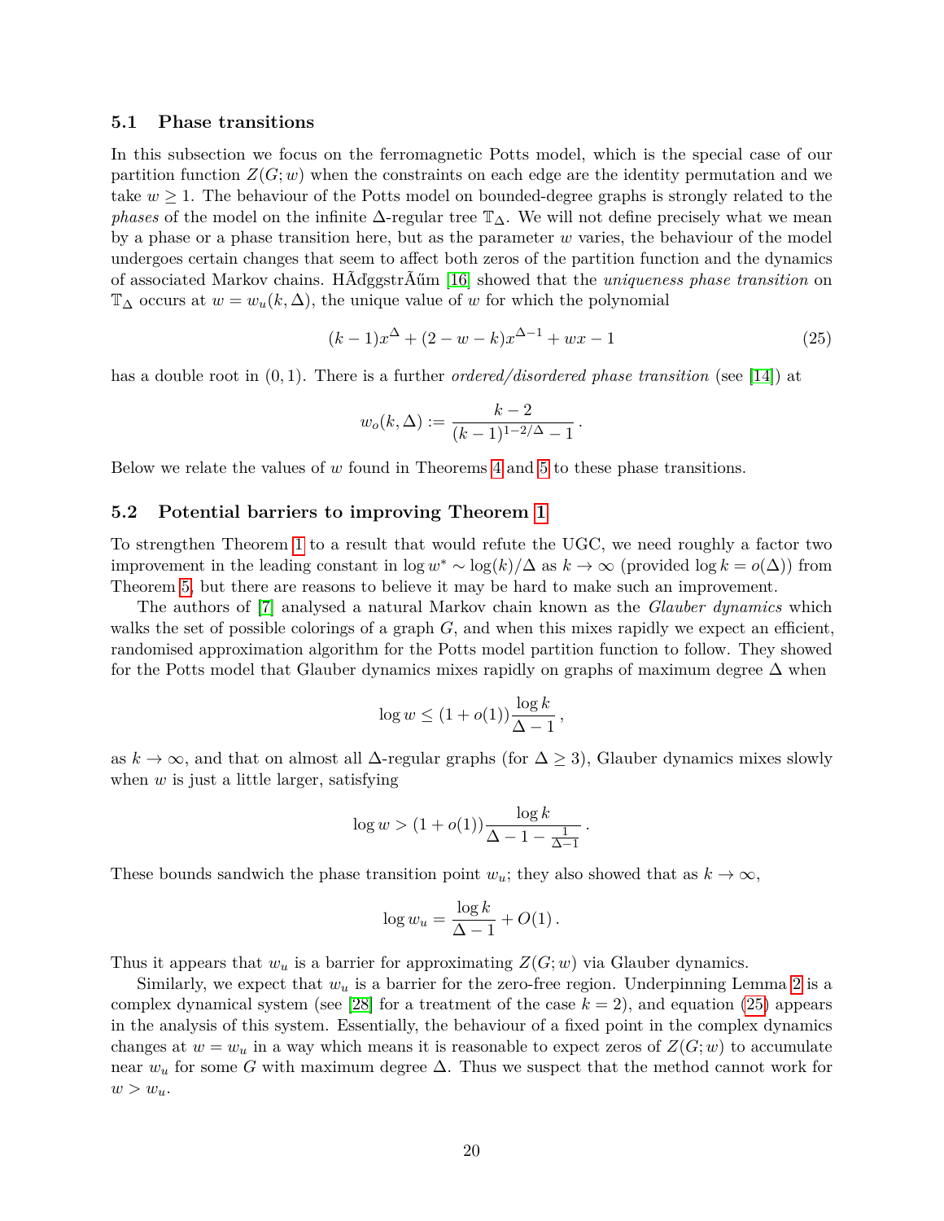### 5.1 Phase transitions

In this subsection we focus on the ferromagnetic Potts model, which is the special case of our partition function $Z(G; w)$ when the constraints on each edge are the identity permutation and we take $w \geq 1$. The behaviour of the Potts model on bounded-degree graphs is strongly related to the *phases* of the model on the infinite $\Delta$-regular tree $\mathbb{T}_\Delta$. We will not define precisely what we mean by a phase or a phase transition here, but as the parameter $w$ varies, the behaviour of the model undergoes certain changes that seem to affect both zeros of the partition function and the dynamics of associated Markov chains. HÃďggstrÃűm [16] showed that the *uniqueness phase transition* on $\mathbb{T}_\Delta$ occurs at $w = w_u(k, \Delta)$, the unique value of $w$ for which the polynomial

$$(k-1)x^\Delta + (2 - w - k)x^{\Delta-1} + wx - 1 \tag{25}$$

has a double root in $(0, 1)$. There is a further *ordered/disordered phase transition* (see [14]) at

$$w_o(k, \Delta) := \frac{k-2}{(k-1)^{1-2/\Delta} - 1}\,.$$

Below we relate the values of $w$ found in Theorems 4 and 5 to these phase transitions.

### 5.2 Potential barriers to improving Theorem 1

To strengthen Theorem 1 to a result that would refute the UGC, we need roughly a factor two improvement in the leading constant in $\log w^* \sim \log(k)/\Delta$ as $k \to \infty$ (provided $\log k = o(\Delta)$) from Theorem 5, but there are reasons to believe it may be hard to make such an improvement.

The authors of [7] analysed a natural Markov chain known as the *Glauber dynamics* which walks the set of possible colorings of a graph $G$, and when this mixes rapidly we expect an efficient, randomised approximation algorithm for the Potts model partition function to follow. They showed for the Potts model that Glauber dynamics mixes rapidly on graphs of maximum degree $\Delta$ when

$$\log w \leq (1 + o(1)) \frac{\log k}{\Delta - 1}\,,$$

as $k \to \infty$, and that on almost all $\Delta$-regular graphs (for $\Delta \geq 3$), Glauber dynamics mixes slowly when $w$ is just a little larger, satisfying

$$\log w > (1 + o(1)) \frac{\log k}{\Delta - 1 - \frac{1}{\Delta-1}}\,.$$

These bounds sandwich the phase transition point $w_u$; they also showed that as $k \to \infty$,

$$\log w_u = \frac{\log k}{\Delta - 1} + O(1)\,.$$

Thus it appears that $w_u$ is a barrier for approximating $Z(G; w)$ via Glauber dynamics.

Similarly, we expect that $w_u$ is a barrier for the zero-free region. Underpinning Lemma 2 is a complex dynamical system (see [28] for a treatment of the case $k = 2$), and equation (25) appears in the analysis of this system. Essentially, the behaviour of a fixed point in the complex dynamics changes at $w = w_u$ in a way which means it is reasonable to expect zeros of $Z(G; w)$ to accumulate near $w_u$ for some $G$ with maximum degree $\Delta$. Thus we suspect that the method cannot work for $w > w_u$.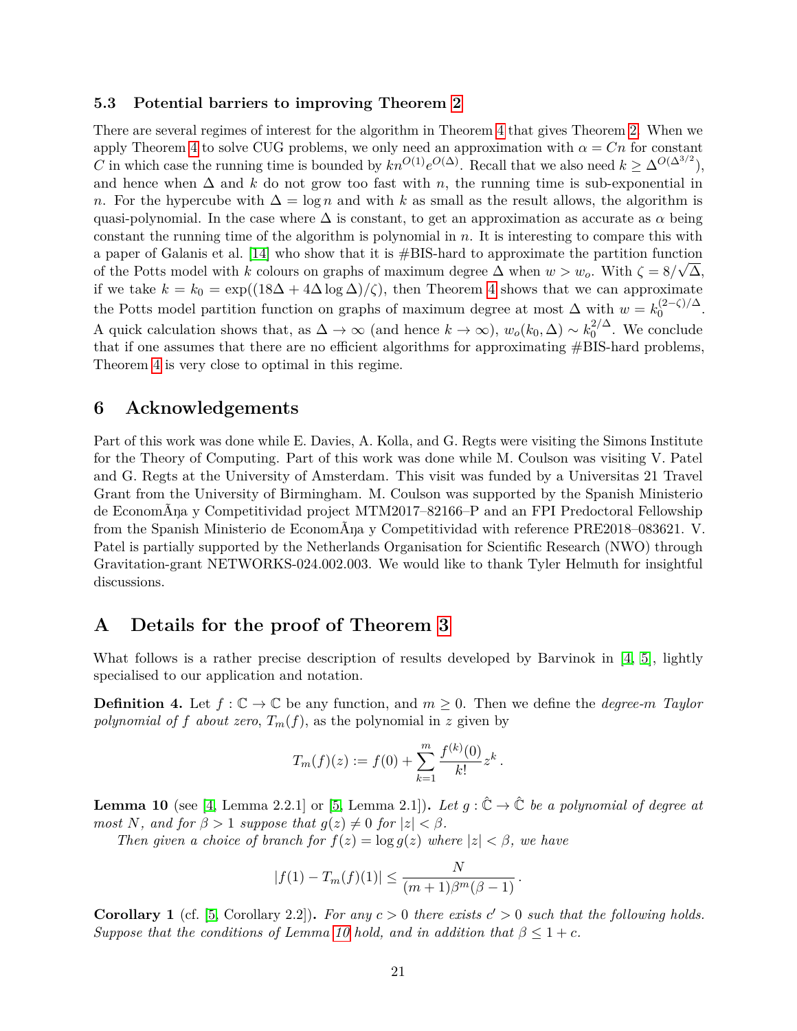### 5.3 Potential barriers to improving Theorem 2

There are several regimes of interest for the algorithm in Theorem 4 that gives Theorem 2. When we apply Theorem 4 to solve CUG problems, we only need an approximation with $\alpha = Cn$ for constant $C$ in which case the running time is bounded by $kn^{O(1)}e^{O(\Delta)}$. Recall that we also need $k \geq \Delta^{O(\Delta^{3/2})}$, and hence when $\Delta$ and $k$ do not grow too fast with $n$, the running time is sub-exponential in $n$. For the hypercube with $\Delta = \log n$ and with $k$ as small as the result allows, the algorithm is quasi-polynomial. In the case where $\Delta$ is constant, to get an approximation as accurate as $\alpha$ being constant the running time of the algorithm is polynomial in $n$. It is interesting to compare this with a paper of Galanis et al. [14] who show that it is #BIS-hard to approximate the partition function of the Potts model with $k$ colours on graphs of maximum degree $\Delta$ when $w > w_o$. With $\zeta = 8/\sqrt{\Delta}$, if we take $k = k_0 = \exp((18\Delta + 4\Delta \log \Delta)/\zeta)$, then Theorem 4 shows that we can approximate the Potts model partition function on graphs of maximum degree at most $\Delta$ with $w = k_0^{(2-\zeta)/\Delta}$. A quick calculation shows that, as $\Delta \to \infty$ (and hence $k \to \infty$), $w_o(k_0, \Delta) \sim k_0^{2/\Delta}$. We conclude that if one assumes that there are no efficient algorithms for approximating #BIS-hard problems, Theorem 4 is very close to optimal in this regime.

## 6 Acknowledgements

Part of this work was done while E. Davies, A. Kolla, and G. Regts were visiting the Simons Institute for the Theory of Computing. Part of this work was done while M. Coulson was visiting V. Patel and G. Regts at the University of Amsterdam. This visit was funded by a Universitas 21 Travel Grant from the University of Birmingham. M. Coulson was supported by the Spanish Ministerio de EconomÃŋa y Competitividad project MTM2017–82166–P and an FPI Predoctoral Fellowship from the Spanish Ministerio de EconomÃŋa y Competitividad with reference PRE2018–083621. V. Patel is partially supported by the Netherlands Organisation for Scientific Research (NWO) through Gravitation-grant NETWORKS-024.002.003. We would like to thank Tyler Helmuth for insightful discussions.

## A Details for the proof of Theorem 3

What follows is a rather precise description of results developed by Barvinok in [4, 5], lightly specialised to our application and notation.

**Definition 4.** Let $f : \mathbb{C} \to \mathbb{C}$ be any function, and $m \geq 0$. Then we define the *degree-$m$ Taylor polynomial of $f$ about zero*, $T_m(f)$, as the polynomial in $z$ given by

$$T_m(f)(z) := f(0) + \sum_{k=1}^{m} \frac{f^{(k)}(0)}{k!} z^k \,.$$

**Lemma 10** (see [4, Lemma 2.2.1] or [5, Lemma 2.1]). *Let $g : \hat{\mathbb{C}} \to \hat{\mathbb{C}}$ be a polynomial of degree at most $N$, and for $\beta > 1$ suppose that $g(z) \neq 0$ for $|z| < \beta$.*

*Then given a choice of branch for $f(z) = \log g(z)$ where $|z| < \beta$, we have*

$$|f(1) - T_m(f)(1)| \leq \frac{N}{(m+1)\beta^m(\beta - 1)} \,.$$

**Corollary 1** (cf. [5, Corollary 2.2]). *For any $c > 0$ there exists $c' > 0$ such that the following holds. Suppose that the conditions of Lemma 10 hold, and in addition that $\beta \leq 1 + c$.*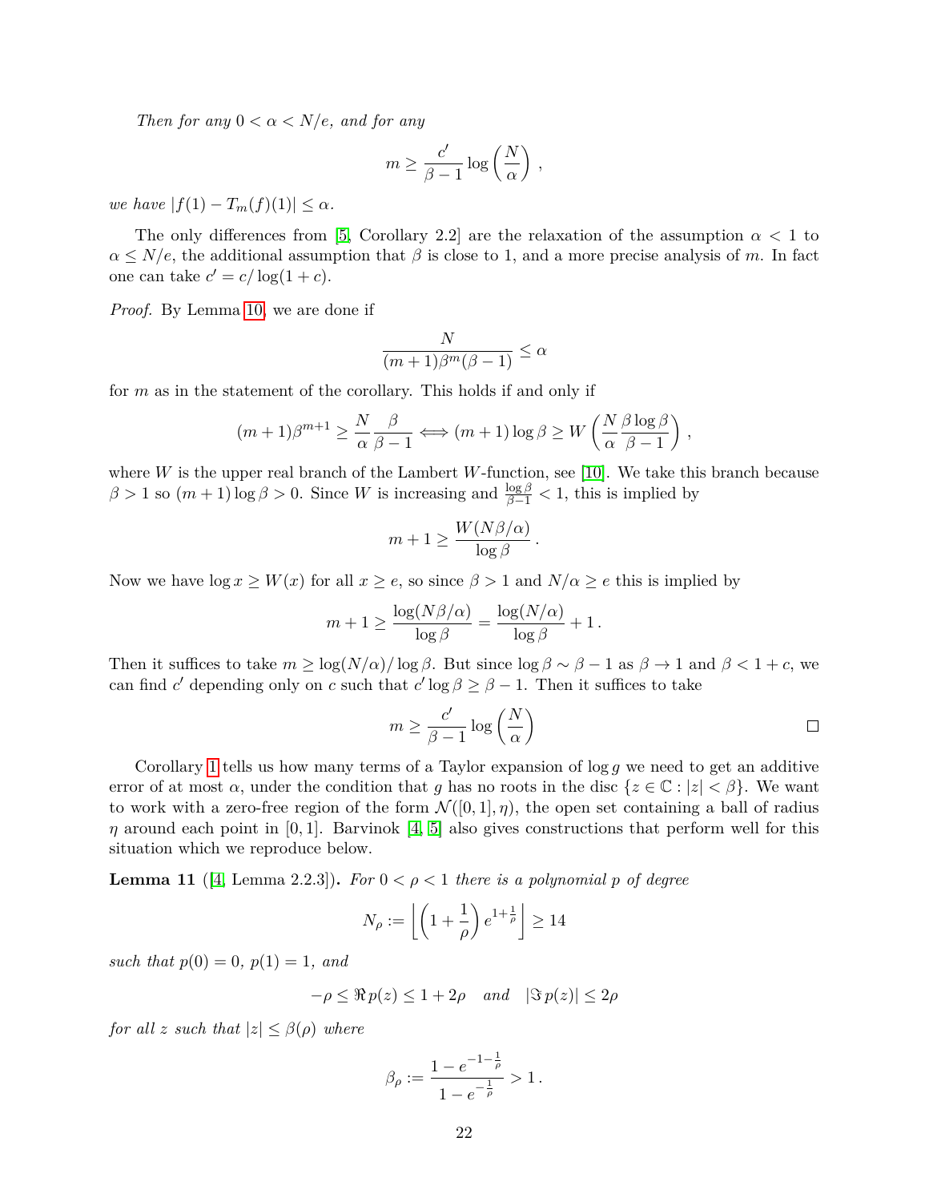*Then for any $0 < \alpha < N/e$, and for any*

$$m \geq \frac{c'}{\beta - 1} \log\left(\frac{N}{\alpha}\right) ,$$

*we have $|f(1) - T_m(f)(1)| \leq \alpha$.*

The only differences from [5, Corollary 2.2] are the relaxation of the assumption $\alpha < 1$ to $\alpha \leq N/e$, the additional assumption that $\beta$ is close to 1, and a more precise analysis of $m$. In fact one can take $c' = c/\log(1+c)$.

*Proof.* By Lemma 10, we are done if

$$\frac{N}{(m+1)\beta^m(\beta - 1)} \leq \alpha$$

for $m$ as in the statement of the corollary. This holds if and only if

$$(m+1)\beta^{m+1} \geq \frac{N}{\alpha}\frac{\beta}{\beta - 1} \iff (m+1)\log\beta \geq W\left(\frac{N}{\alpha}\frac{\beta\log\beta}{\beta - 1}\right) ,$$

where $W$ is the upper real branch of the Lambert $W$-function, see [10]. We take this branch because $\beta > 1$ so $(m+1)\log\beta > 0$. Since $W$ is increasing and $\frac{\log\beta}{\beta-1} < 1$, this is implied by

$$m + 1 \geq \frac{W(N\beta/\alpha)}{\log\beta} .$$

Now we have $\log x \geq W(x)$ for all $x \geq e$, so since $\beta > 1$ and $N/\alpha \geq e$ this is implied by

$$m + 1 \geq \frac{\log(N\beta/\alpha)}{\log\beta} = \frac{\log(N/\alpha)}{\log\beta} + 1 .$$

Then it suffices to take $m \geq \log(N/\alpha)/\log\beta$. But since $\log\beta \sim \beta - 1$ as $\beta \to 1$ and $\beta < 1 + c$, we can find $c'$ depending only on $c$ such that $c'\log\beta \geq \beta - 1$. Then it suffices to take

$$m \geq \frac{c'}{\beta - 1}\log\left(\frac{N}{\alpha}\right)$$

□

Corollary 1 tells us how many terms of a Taylor expansion of $\log g$ we need to get an additive error of at most $\alpha$, under the condition that $g$ has no roots in the disc $\{z \in \mathbb{C} : |z| < \beta\}$. We want to work with a zero-free region of the form $\mathcal{N}([0,1],\eta)$, the open set containing a ball of radius $\eta$ around each point in $[0,1]$. Barvinok [4, 5] also gives constructions that perform well for this situation which we reproduce below.

**Lemma 11** ([4, Lemma 2.2.3])**.** *For $0 < \rho < 1$ there is a polynomial $p$ of degree*

$$N_\rho := \left\lfloor \left(1 + \frac{1}{\rho}\right) e^{1+\frac{1}{\rho}} \right\rfloor \geq 14$$

*such that $p(0) = 0$, $p(1) = 1$, and*

$$-\rho \leq \Re\, p(z) \leq 1 + 2\rho \quad \text{and} \quad |\Im\, p(z)| \leq 2\rho$$

*for all $z$ such that $|z| \leq \beta(\rho)$ where*

$$\beta_\rho := \frac{1 - e^{-1-\frac{1}{\rho}}}{1 - e^{-\frac{1}{\rho}}} > 1 .$$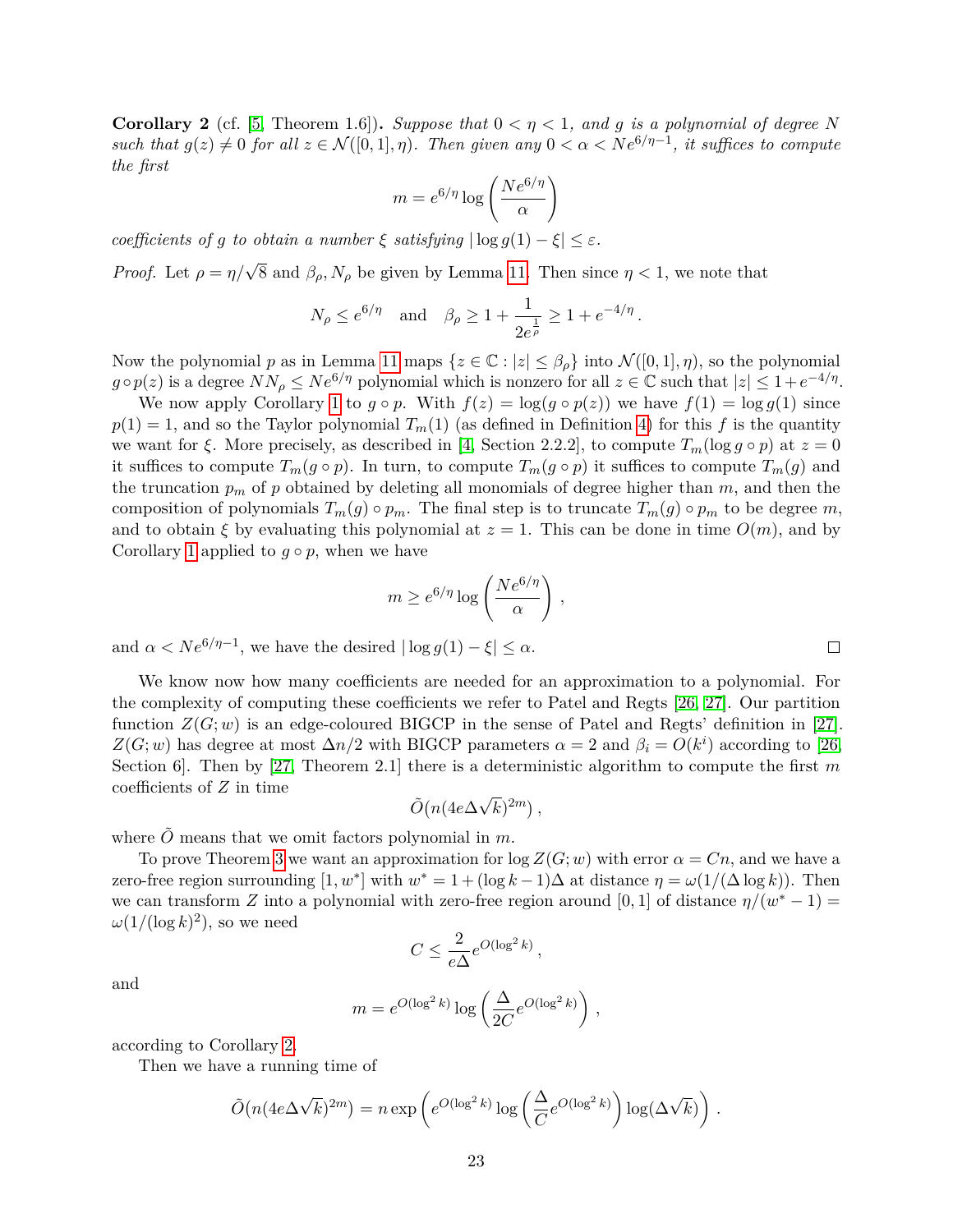**Corollary 2** (cf. [5, Theorem 1.6])**.** *Suppose that $0 < \eta < 1$, and $g$ is a polynomial of degree $N$ such that $g(z) \neq 0$ for all $z \in \mathcal{N}([0,1], \eta)$. Then given any $0 < \alpha < Ne^{6/\eta - 1}$, it suffices to compute the first*

$$m = e^{6/\eta} \log\left(\frac{Ne^{6/\eta}}{\alpha}\right)$$

*coefficients of $g$ to obtain a number $\xi$ satisfying $|\log g(1) - \xi| \leq \varepsilon$.*

*Proof.* Let $\rho = \eta/\sqrt{8}$ and $\beta_\rho, N_\rho$ be given by Lemma 11. Then since $\eta < 1$, we note that

$$N_\rho \leq e^{6/\eta} \quad \text{and} \quad \beta_\rho \geq 1 + \frac{1}{2e^{\frac{1}{\rho}}} \geq 1 + e^{-4/\eta}.$$

Now the polynomial $p$ as in Lemma 11 maps $\{z \in \mathbb{C} : |z| \leq \beta_\rho\}$ into $\mathcal{N}([0,1], \eta)$, so the polynomial $g \circ p(z)$ is a degree $NN_\rho \leq Ne^{6/\eta}$ polynomial which is nonzero for all $z \in \mathbb{C}$ such that $|z| \leq 1 + e^{-4/\eta}$.

We now apply Corollary 1 to $g \circ p$. With $f(z) = \log(g \circ p(z))$ we have $f(1) = \log g(1)$ since $p(1) = 1$, and so the Taylor polynomial $T_m(1)$ (as defined in Definition 4) for this $f$ is the quantity we want for $\xi$. More precisely, as described in [4, Section 2.2.2], to compute $T_m(\log g \circ p)$ at $z = 0$ it suffices to compute $T_m(g \circ p)$. In turn, to compute $T_m(g \circ p)$ it suffices to compute $T_m(g)$ and the truncation $p_m$ of $p$ obtained by deleting all monomials of degree higher than $m$, and then the composition of polynomials $T_m(g) \circ p_m$. The final step is to truncate $T_m(g) \circ p_m$ to be degree $m$, and to obtain $\xi$ by evaluating this polynomial at $z = 1$. This can be done in time $O(m)$, and by Corollary 1 applied to $g \circ p$, when we have

$$m \geq e^{6/\eta} \log\left(\frac{Ne^{6/\eta}}{\alpha}\right),$$

and $\alpha < Ne^{6/\eta - 1}$, we have the desired $|\log g(1) - \xi| \leq \alpha$. $\square$

We know now how many coefficients are needed for an approximation to a polynomial. For the complexity of computing these coefficients we refer to Patel and Regts [26, 27]. Our partition function $Z(G; w)$ is an edge-coloured BIGCP in the sense of Patel and Regts' definition in [27]. $Z(G; w)$ has degree at most $\Delta n/2$ with BIGCP parameters $\alpha = 2$ and $\beta_i = O(k^i)$ according to [26, Section 6]. Then by [27, Theorem 2.1] there is a deterministic algorithm to compute the first $m$ coefficients of $Z$ in time

$$\tilde{O}\big(n(4e\Delta\sqrt{k})^{2m}\big),$$

where $\tilde{O}$ means that we omit factors polynomial in $m$.

To prove Theorem 3 we want an approximation for $\log Z(G; w)$ with error $\alpha = Cn$, and we have a zero-free region surrounding $[1, w^*]$ with $w^* = 1 + (\log k - 1)\Delta$ at distance $\eta = \omega(1/(\Delta \log k))$. Then we can transform $Z$ into a polynomial with zero-free region around $[0, 1]$ of distance $\eta/(w^* - 1) = \omega(1/(\log k)^2)$, so we need

$$C \leq \frac{2}{e\Delta} e^{O(\log^2 k)},$$

and

$$m = e^{O(\log^2 k)} \log\left(\frac{\Delta}{2C} e^{O(\log^2 k)}\right),$$

according to Corollary 2.

Then we have a running time of

$$\tilde{O}\big(n(4e\Delta\sqrt{k})^{2m}\big) = n \exp\left(e^{O(\log^2 k)} \log\left(\frac{\Delta}{C} e^{O(\log^2 k)}\right) \log(\Delta\sqrt{k})\right).$$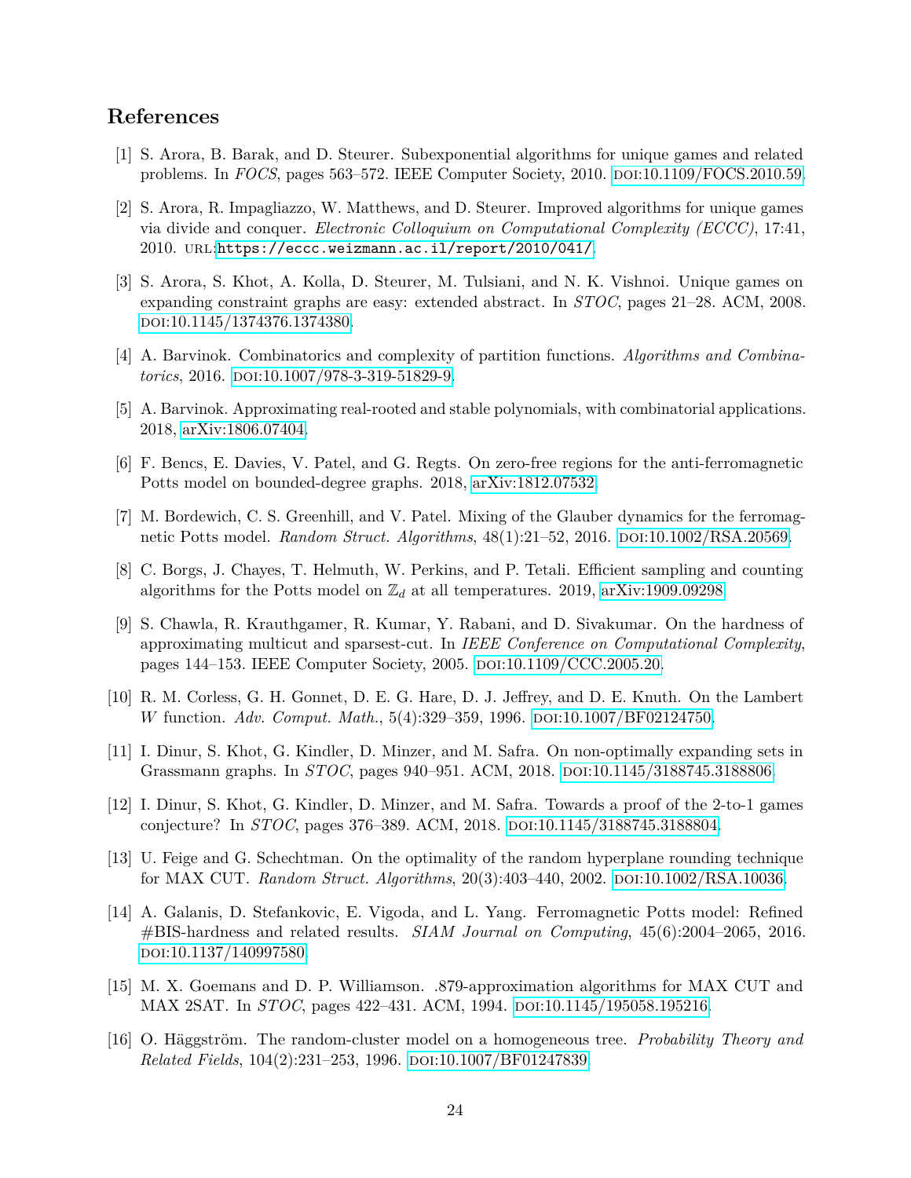## References

[1] S. Arora, B. Barak, and D. Steurer. Subexponential algorithms for unique games and related problems. In *FOCS*, pages 563–572. IEEE Computer Society, 2010. DOI:10.1109/FOCS.2010.59.

[2] S. Arora, R. Impagliazzo, W. Matthews, and D. Steurer. Improved algorithms for unique games via divide and conquer. *Electronic Colloquium on Computational Complexity (ECCC)*, 17:41, 2010. URL:https://eccc.weizmann.ac.il/report/2010/041/.

[3] S. Arora, S. Khot, A. Kolla, D. Steurer, M. Tulsiani, and N. K. Vishnoi. Unique games on expanding constraint graphs are easy: extended abstract. In *STOC*, pages 21–28. ACM, 2008. DOI:10.1145/1374376.1374380.

[4] A. Barvinok. Combinatorics and complexity of partition functions. *Algorithms and Combinatorics*, 2016. DOI:10.1007/978-3-319-51829-9.

[5] A. Barvinok. Approximating real-rooted and stable polynomials, with combinatorial applications. 2018, arXiv:1806.07404.

[6] F. Bencs, E. Davies, V. Patel, and G. Regts. On zero-free regions for the anti-ferromagnetic Potts model on bounded-degree graphs. 2018, arXiv:1812.07532.

[7] M. Bordewich, C. S. Greenhill, and V. Patel. Mixing of the Glauber dynamics for the ferromagnetic Potts model. *Random Struct. Algorithms*, 48(1):21–52, 2016. DOI:10.1002/RSA.20569.

[8] C. Borgs, J. Chayes, T. Helmuth, W. Perkins, and P. Tetali. Efficient sampling and counting algorithms for the Potts model on $\mathbb{Z}_d$ at all temperatures. 2019, arXiv:1909.09298.

[9] S. Chawla, R. Krauthgamer, R. Kumar, Y. Rabani, and D. Sivakumar. On the hardness of approximating multicut and sparsest-cut. In *IEEE Conference on Computational Complexity*, pages 144–153. IEEE Computer Society, 2005. DOI:10.1109/CCC.2005.20.

[10] R. M. Corless, G. H. Gonnet, D. E. G. Hare, D. J. Jeffrey, and D. E. Knuth. On the Lambert $W$ function. *Adv. Comput. Math.*, 5(4):329–359, 1996. DOI:10.1007/BF02124750.

[11] I. Dinur, S. Khot, G. Kindler, D. Minzer, and M. Safra. On non-optimally expanding sets in Grassmann graphs. In *STOC*, pages 940–951. ACM, 2018. DOI:10.1145/3188745.3188806.

[12] I. Dinur, S. Khot, G. Kindler, D. Minzer, and M. Safra. Towards a proof of the 2-to-1 games conjecture? In *STOC*, pages 376–389. ACM, 2018. DOI:10.1145/3188745.3188804.

[13] U. Feige and G. Schechtman. On the optimality of the random hyperplane rounding technique for MAX CUT. *Random Struct. Algorithms*, 20(3):403–440, 2002. DOI:10.1002/RSA.10036.

[14] A. Galanis, D. Stefankovic, E. Vigoda, and L. Yang. Ferromagnetic Potts model: Refined #BIS-hardness and related results. *SIAM Journal on Computing*, 45(6):2004–2065, 2016. DOI:10.1137/140997580.

[15] M. X. Goemans and D. P. Williamson. .879-approximation algorithms for MAX CUT and MAX 2SAT. In *STOC*, pages 422–431. ACM, 1994. DOI:10.1145/195058.195216.

[16] O. Häggström. The random-cluster model on a homogeneous tree. *Probability Theory and Related Fields*, 104(2):231–253, 1996. DOI:10.1007/BF01247839.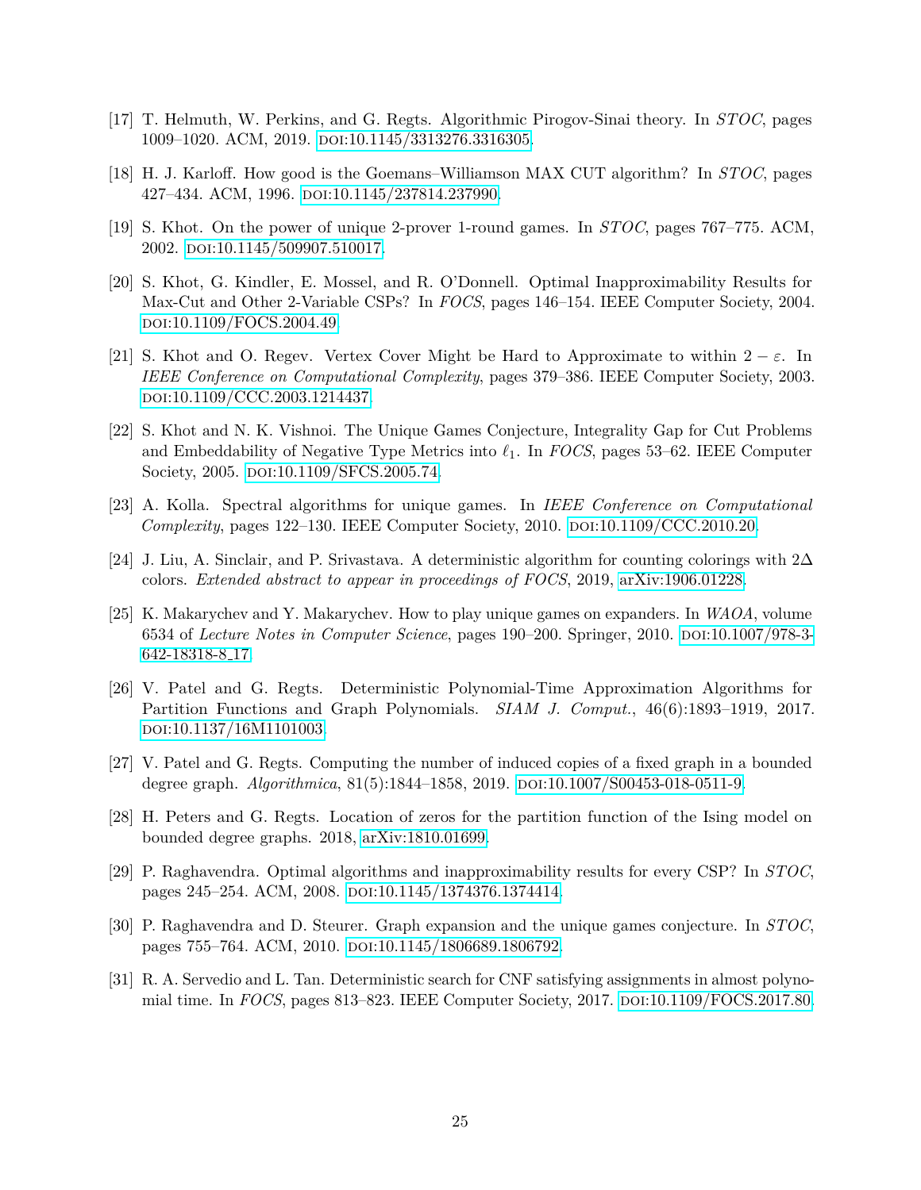[17] T. Helmuth, W. Perkins, and G. Regts. Algorithmic Pirogov-Sinai theory. In *STOC*, pages 1009–1020. ACM, 2019. DOI:10.1145/3313276.3316305.

[18] H. J. Karloff. How good is the Goemans–Williamson MAX CUT algorithm? In *STOC*, pages 427–434. ACM, 1996. DOI:10.1145/237814.237990.

[19] S. Khot. On the power of unique 2-prover 1-round games. In *STOC*, pages 767–775. ACM, 2002. DOI:10.1145/509907.510017.

[20] S. Khot, G. Kindler, E. Mossel, and R. O'Donnell. Optimal Inapproximability Results for Max-Cut and Other 2-Variable CSPs? In *FOCS*, pages 146–154. IEEE Computer Society, 2004. DOI:10.1109/FOCS.2004.49.

[21] S. Khot and O. Regev. Vertex Cover Might be Hard to Approximate to within $2 - \varepsilon$. In *IEEE Conference on Computational Complexity*, pages 379–386. IEEE Computer Society, 2003. DOI:10.1109/CCC.2003.1214437.

[22] S. Khot and N. K. Vishnoi. The Unique Games Conjecture, Integrality Gap for Cut Problems and Embeddability of Negative Type Metrics into $\ell_1$. In *FOCS*, pages 53–62. IEEE Computer Society, 2005. DOI:10.1109/SFCS.2005.74.

[23] A. Kolla. Spectral algorithms for unique games. In *IEEE Conference on Computational Complexity*, pages 122–130. IEEE Computer Society, 2010. DOI:10.1109/CCC.2010.20.

[24] J. Liu, A. Sinclair, and P. Srivastava. A deterministic algorithm for counting colorings with $2\Delta$ colors. *Extended abstract to appear in proceedings of FOCS*, 2019, arXiv:1906.01228.

[25] K. Makarychev and Y. Makarychev. How to play unique games on expanders. In *WAOA*, volume 6534 of *Lecture Notes in Computer Science*, pages 190–200. Springer, 2010. DOI:10.1007/978-3-642-18318-8_17.

[26] V. Patel and G. Regts. Deterministic Polynomial-Time Approximation Algorithms for Partition Functions and Graph Polynomials. *SIAM J. Comput.*, 46(6):1893–1919, 2017. DOI:10.1137/16M1101003.

[27] V. Patel and G. Regts. Computing the number of induced copies of a fixed graph in a bounded degree graph. *Algorithmica*, 81(5):1844–1858, 2019. DOI:10.1007/S00453-018-0511-9.

[28] H. Peters and G. Regts. Location of zeros for the partition function of the Ising model on bounded degree graphs. 2018, arXiv:1810.01699.

[29] P. Raghavendra. Optimal algorithms and inapproximability results for every CSP? In *STOC*, pages 245–254. ACM, 2008. DOI:10.1145/1374376.1374414.

[30] P. Raghavendra and D. Steurer. Graph expansion and the unique games conjecture. In *STOC*, pages 755–764. ACM, 2010. DOI:10.1145/1806689.1806792.

[31] R. A. Servedio and L. Tan. Deterministic search for CNF satisfying assignments in almost polynomial time. In *FOCS*, pages 813–823. IEEE Computer Society, 2017. DOI:10.1109/FOCS.2017.80.